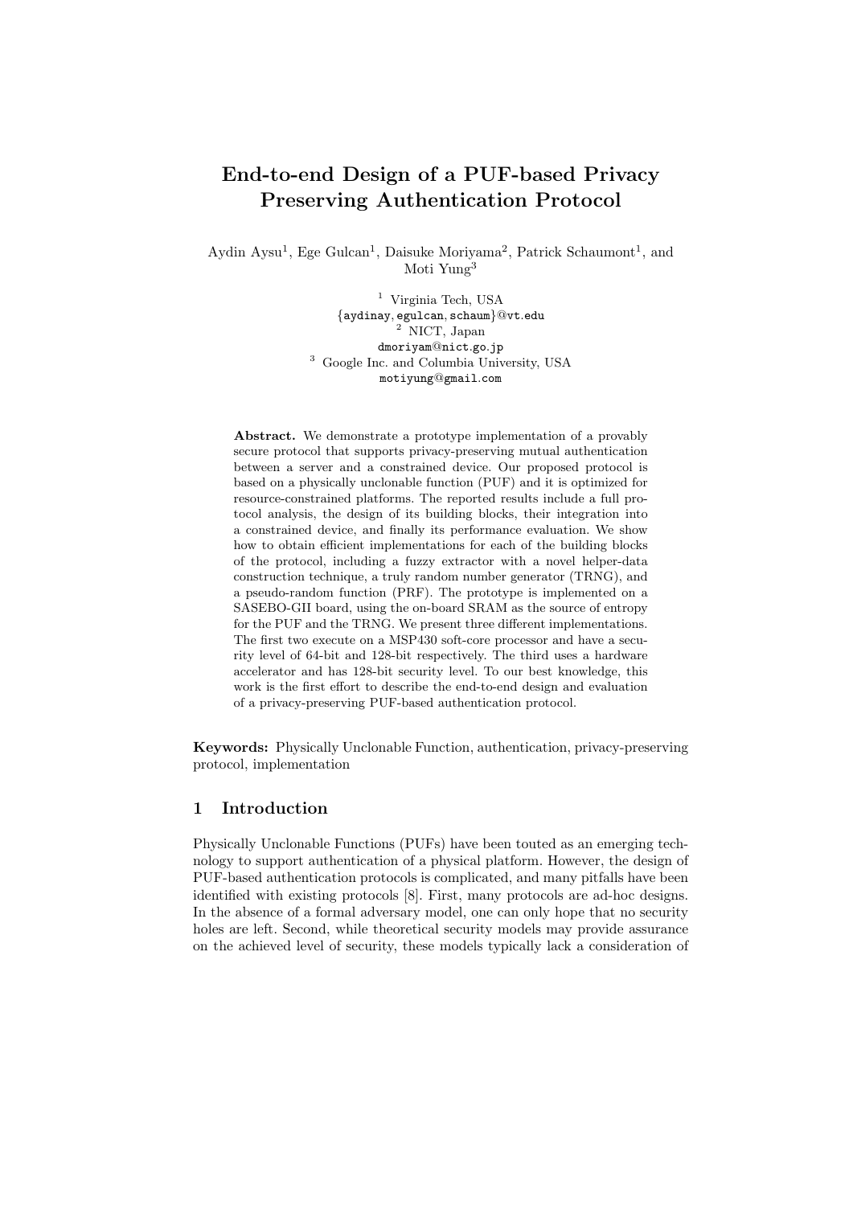# End-to-end Design of a PUF-based Privacy Preserving Authentication Protocol

Aydin Aysu[1], Ege Gulcan[1], Daisuke Moriyama[2], Patrick Schaumont[1], and Moti Yung[3]

[1] Virginia Tech, USA
{aydinay, egulcan, schaum}@vt.edu
[2] NICT, Japan
dmoriyam@nict.go.jp
[3] Google Inc. and Columbia University, USA
motiyung@gmail.com

**Abstract.** We demonstrate a prototype implementation of a provably secure protocol that supports privacy-preserving mutual authentication between a server and a constrained device. Our proposed protocol is based on a physically unclonable function (PUF) and it is optimized for resource-constrained platforms. The reported results include a full protocol analysis, the design of its building blocks, their integration into a constrained device, and finally its performance evaluation. We show how to obtain efficient implementations for each of the building blocks of the protocol, including a fuzzy extractor with a novel helper-data construction technique, a truly random number generator (TRNG), and a pseudo-random function (PRF). The prototype is implemented on a SASEBO-GII board, using the on-board SRAM as the source of entropy for the PUF and the TRNG. We present three different implementations. The first two execute on a MSP430 soft-core processor and have a security level of 64-bit and 128-bit respectively. The third uses a hardware accelerator and has 128-bit security level. To our best knowledge, this work is the first effort to describe the end-to-end design and evaluation of a privacy-preserving PUF-based authentication protocol.

**Keywords:** Physically Unclonable Function, authentication, privacy-preserving protocol, implementation

## 1 Introduction

Physically Unclonable Functions (PUFs) have been touted as an emerging technology to support authentication of a physical platform. However, the design of PUF-based authentication protocols is complicated, and many pitfalls have been identified with existing protocols [8]. First, many protocols are ad-hoc designs. In the absence of a formal adversary model, one can only hope that no security holes are left. Second, while theoretical security models may provide assurance on the achieved level of security, these models typically lack a consideration of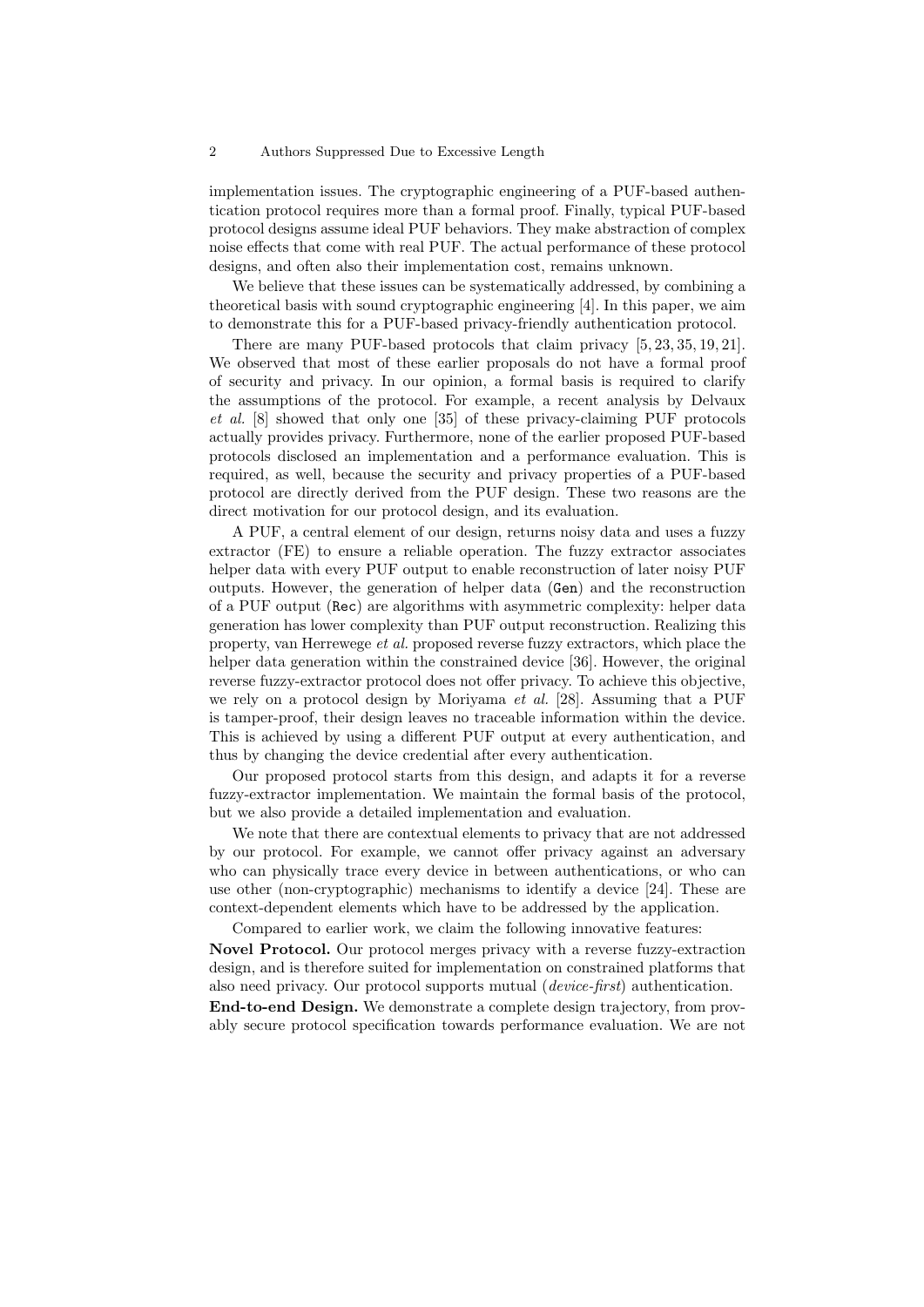implementation issues. The cryptographic engineering of a PUF-based authentication protocol requires more than a formal proof. Finally, typical PUF-based protocol designs assume ideal PUF behaviors. They make abstraction of complex noise effects that come with real PUF. The actual performance of these protocol designs, and often also their implementation cost, remains unknown.

We believe that these issues can be systematically addressed, by combining a theoretical basis with sound cryptographic engineering [4]. In this paper, we aim to demonstrate this for a PUF-based privacy-friendly authentication protocol.

There are many PUF-based protocols that claim privacy [5, 23, 35, 19, 21]. We observed that most of these earlier proposals do not have a formal proof of security and privacy. In our opinion, a formal basis is required to clarify the assumptions of the protocol. For example, a recent analysis by Delvaux *et al.* [8] showed that only one [35] of these privacy-claiming PUF protocols actually provides privacy. Furthermore, none of the earlier proposed PUF-based protocols disclosed an implementation and a performance evaluation. This is required, as well, because the security and privacy properties of a PUF-based protocol are directly derived from the PUF design. These two reasons are the direct motivation for our protocol design, and its evaluation.

A PUF, a central element of our design, returns noisy data and uses a fuzzy extractor (FE) to ensure a reliable operation. The fuzzy extractor associates helper data with every PUF output to enable reconstruction of later noisy PUF outputs. However, the generation of helper data (`Gen`) and the reconstruction of a PUF output (`Rec`) are algorithms with asymmetric complexity: helper data generation has lower complexity than PUF output reconstruction. Realizing this property, van Herrewege *et al.* proposed reverse fuzzy extractors, which place the helper data generation within the constrained device [36]. However, the original reverse fuzzy-extractor protocol does not offer privacy. To achieve this objective, we rely on a protocol design by Moriyama *et al.* [28]. Assuming that a PUF is tamper-proof, their design leaves no traceable information within the device. This is achieved by using a different PUF output at every authentication, and thus by changing the device credential after every authentication.

Our proposed protocol starts from this design, and adapts it for a reverse fuzzy-extractor implementation. We maintain the formal basis of the protocol, but we also provide a detailed implementation and evaluation.

We note that there are contextual elements to privacy that are not addressed by our protocol. For example, we cannot offer privacy against an adversary who can physically trace every device in between authentications, or who can use other (non-cryptographic) mechanisms to identify a device [24]. These are context-dependent elements which have to be addressed by the application.

Compared to earlier work, we claim the following innovative features:

**Novel Protocol.** Our protocol merges privacy with a reverse fuzzy-extraction design, and is therefore suited for implementation on constrained platforms that also need privacy. Our protocol supports mutual (*device-first*) authentication.

**End-to-end Design.** We demonstrate a complete design trajectory, from provably secure protocol specification towards performance evaluation. We are not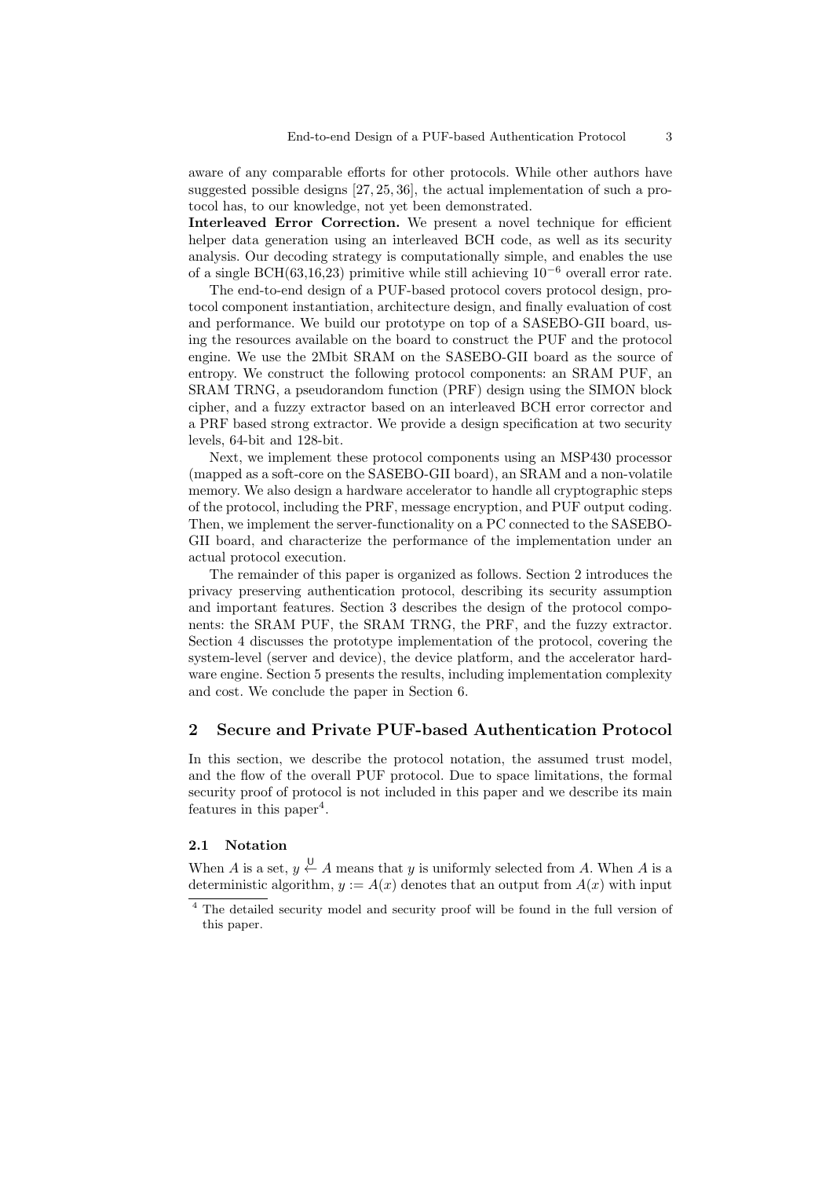aware of any comparable efforts for other protocols. While other authors have suggested possible designs [27, 25, 36], the actual implementation of such a protocol has, to our knowledge, not yet been demonstrated.

**Interleaved Error Correction.** We present a novel technique for efficient helper data generation using an interleaved BCH code, as well as its security analysis. Our decoding strategy is computationally simple, and enables the use of a single BCH(63,16,23) primitive while still achieving $10^{-6}$ overall error rate.

The end-to-end design of a PUF-based protocol covers protocol design, protocol component instantiation, architecture design, and finally evaluation of cost and performance. We build our prototype on top of a SASEBO-GII board, using the resources available on the board to construct the PUF and the protocol engine. We use the 2Mbit SRAM on the SASEBO-GII board as the source of entropy. We construct the following protocol components: an SRAM PUF, an SRAM TRNG, a pseudorandom function (PRF) design using the SIMON block cipher, and a fuzzy extractor based on an interleaved BCH error corrector and a PRF based strong extractor. We provide a design specification at two security levels, 64-bit and 128-bit.

Next, we implement these protocol components using an MSP430 processor (mapped as a soft-core on the SASEBO-GII board), an SRAM and a non-volatile memory. We also design a hardware accelerator to handle all cryptographic steps of the protocol, including the PRF, message encryption, and PUF output coding. Then, we implement the server-functionality on a PC connected to the SASEBO-GII board, and characterize the performance of the implementation under an actual protocol execution.

The remainder of this paper is organized as follows. Section 2 introduces the privacy preserving authentication protocol, describing its security assumption and important features. Section 3 describes the design of the protocol components: the SRAM PUF, the SRAM TRNG, the PRF, and the fuzzy extractor. Section 4 discusses the prototype implementation of the protocol, covering the system-level (server and device), the device platform, and the accelerator hardware engine. Section 5 presents the results, including implementation complexity and cost. We conclude the paper in Section 6.

## 2 Secure and Private PUF-based Authentication Protocol

In this section, we describe the protocol notation, the assumed trust model, and the flow of the overall PUF protocol. Due to space limitations, the formal security proof of protocol is not included in this paper and we describe its main features in this paper[4].

### 2.1 Notation

When $A$ is a set, $y \stackrel{\mathsf{U}}{\leftarrow} A$ means that $y$ is uniformly selected from $A$. When $A$ is a deterministic algorithm, $y := A(x)$ denotes that an output from $A(x)$ with input

[4] The detailed security model and security proof will be found in the full version of this paper.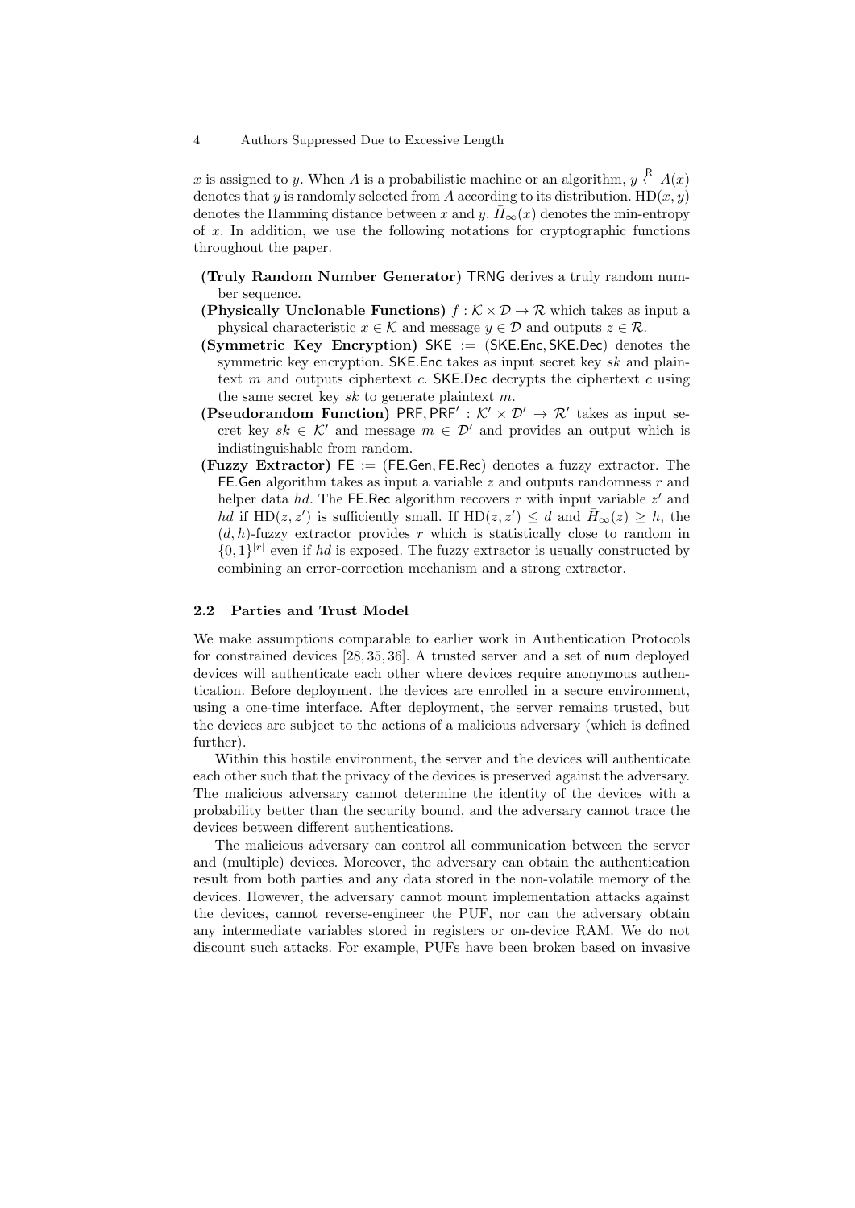$x$ is assigned to $y$. When $A$ is a probabilistic machine or an algorithm, $y \overset{R}{\leftarrow} A(x)$ denotes that $y$ is randomly selected from $A$ according to its distribution. $\mathrm{HD}(x, y)$ denotes the Hamming distance between $x$ and $y$. $\tilde{H}_\infty(x)$ denotes the min-entropy of $x$. In addition, we use the following notations for cryptographic functions throughout the paper.

- **(Truly Random Number Generator)** $\mathsf{TRNG}$ derives a truly random number sequence.
- **(Physically Unclonable Functions)** $f : \mathcal{K} \times \mathcal{D} \rightarrow \mathcal{R}$ which takes as input a physical characteristic $x \in \mathcal{K}$ and message $y \in \mathcal{D}$ and outputs $z \in \mathcal{R}$.
- **(Symmetric Key Encryption)** $\mathsf{SKE} := (\mathsf{SKE.Enc}, \mathsf{SKE.Dec})$ denotes the symmetric key encryption. $\mathsf{SKE.Enc}$ takes as input secret key $sk$ and plaintext $m$ and outputs ciphertext $c$. $\mathsf{SKE.Dec}$ decrypts the ciphertext $c$ using the same secret key $sk$ to generate plaintext $m$.
- **(Pseudorandom Function)** $\mathsf{PRF}, \mathsf{PRF}' : \mathcal{K}' \times \mathcal{D}' \rightarrow \mathcal{R}'$ takes as input secret key $sk \in \mathcal{K}'$ and message $m \in \mathcal{D}'$ and provides an output which is indistinguishable from random.
- **(Fuzzy Extractor)** $\mathsf{FE} := (\mathsf{FE.Gen}, \mathsf{FE.Rec})$ denotes a fuzzy extractor. The $\mathsf{FE.Gen}$ algorithm takes as input a variable $z$ and outputs randomness $r$ and helper data $hd$. The $\mathsf{FE.Rec}$ algorithm recovers $r$ with input variable $z'$ and $hd$ if $\mathrm{HD}(z, z')$ is sufficiently small. If $\mathrm{HD}(z, z') \leq d$ and $\tilde{H}_\infty(z) \geq h$, the $(d, h)$-fuzzy extractor provides $r$ which is statistically close to random in $\{0, 1\}^{|r|}$ even if $hd$ is exposed. The fuzzy extractor is usually constructed by combining an error-correction mechanism and a strong extractor.

### 2.2 Parties and Trust Model

We make assumptions comparable to earlier work in Authentication Protocols for constrained devices [28, 35, 36]. A trusted server and a set of $\mathsf{num}$ deployed devices will authenticate each other where devices require anonymous authentication. Before deployment, the devices are enrolled in a secure environment, using a one-time interface. After deployment, the server remains trusted, but the devices are subject to the actions of a malicious adversary (which is defined further).

Within this hostile environment, the server and the devices will authenticate each other such that the privacy of the devices is preserved against the adversary. The malicious adversary cannot determine the identity of the devices with a probability better than the security bound, and the adversary cannot trace the devices between different authentications.

The malicious adversary can control all communication between the server and (multiple) devices. Moreover, the adversary can obtain the authentication result from both parties and any data stored in the non-volatile memory of the devices. However, the adversary cannot mount implementation attacks against the devices, cannot reverse-engineer the PUF, nor can the adversary obtain any intermediate variables stored in registers or on-device RAM. We do not discount such attacks. For example, PUFs have been broken based on invasive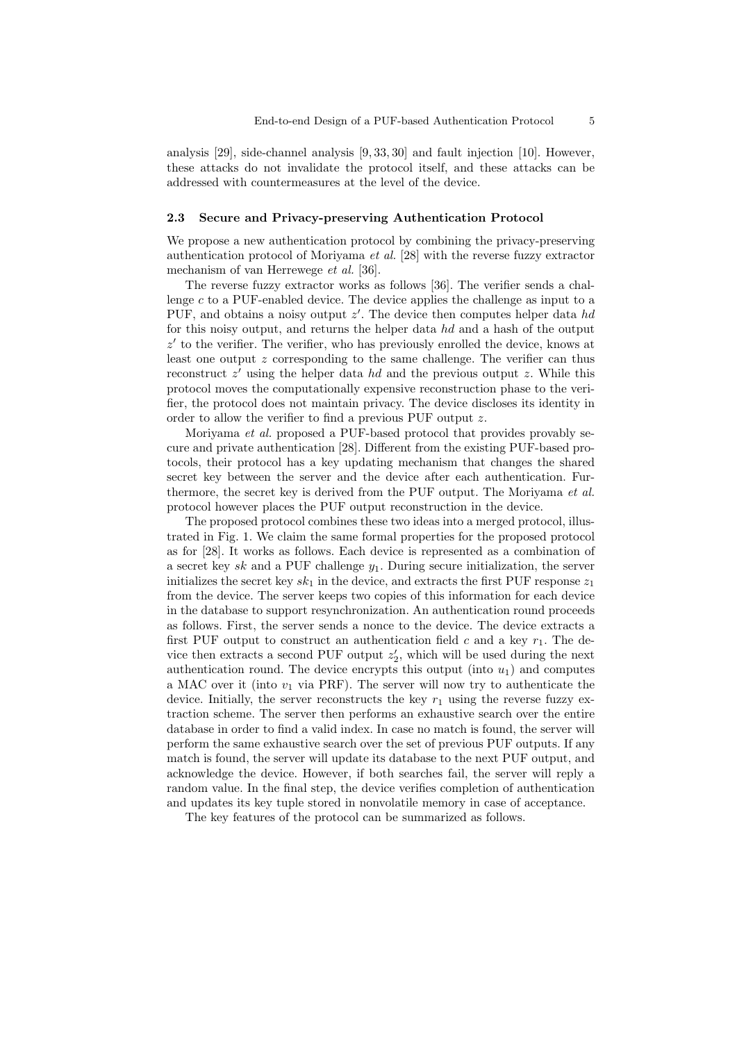analysis [29], side-channel analysis [9, 33, 30] and fault injection [10]. However, these attacks do not invalidate the protocol itself, and these attacks can be addressed with countermeasures at the level of the device.

### 2.3 Secure and Privacy-preserving Authentication Protocol

We propose a new authentication protocol by combining the privacy-preserving authentication protocol of Moriyama *et al.* [28] with the reverse fuzzy extractor mechanism of van Herrewege *et al.* [36].

The reverse fuzzy extractor works as follows [36]. The verifier sends a challenge $c$ to a PUF-enabled device. The device applies the challenge as input to a PUF, and obtains a noisy output $z'$. The device then computes helper data $hd$ for this noisy output, and returns the helper data $hd$ and a hash of the output $z'$ to the verifier. The verifier, who has previously enrolled the device, knows at least one output $z$ corresponding to the same challenge. The verifier can thus reconstruct $z'$ using the helper data $hd$ and the previous output $z$. While this protocol moves the computationally expensive reconstruction phase to the verifier, the protocol does not maintain privacy. The device discloses its identity in order to allow the verifier to find a previous PUF output $z$.

Moriyama *et al.* proposed a PUF-based protocol that provides provably secure and private authentication [28]. Different from the existing PUF-based protocols, their protocol has a key updating mechanism that changes the shared secret key between the server and the device after each authentication. Furthermore, the secret key is derived from the PUF output. The Moriyama *et al.* protocol however places the PUF output reconstruction in the device.

The proposed protocol combines these two ideas into a merged protocol, illustrated in Fig. 1. We claim the same formal properties for the proposed protocol as for [28]. It works as follows. Each device is represented as a combination of a secret key $sk$ and a PUF challenge $y_1$. During secure initialization, the server initializes the secret key $sk_1$ in the device, and extracts the first PUF response $z_1$ from the device. The server keeps two copies of this information for each device in the database to support resynchronization. An authentication round proceeds as follows. First, the server sends a nonce to the device. The device extracts a first PUF output to construct an authentication field $c$ and a key $r_1$. The device then extracts a second PUF output $z'_2$, which will be used during the next authentication round. The device encrypts this output (into $u_1$) and computes a MAC over it (into $v_1$ via PRF). The server will now try to authenticate the device. Initially, the server reconstructs the key $r_1$ using the reverse fuzzy extraction scheme. The server then performs an exhaustive search over the entire database in order to find a valid index. In case no match is found, the server will perform the same exhaustive search over the set of previous PUF outputs. If any match is found, the server will update its database to the next PUF output, and acknowledge the device. However, if both searches fail, the server will reply a random value. In the final step, the device verifies completion of authentication and updates its key tuple stored in nonvolatile memory in case of acceptance.

The key features of the protocol can be summarized as follows.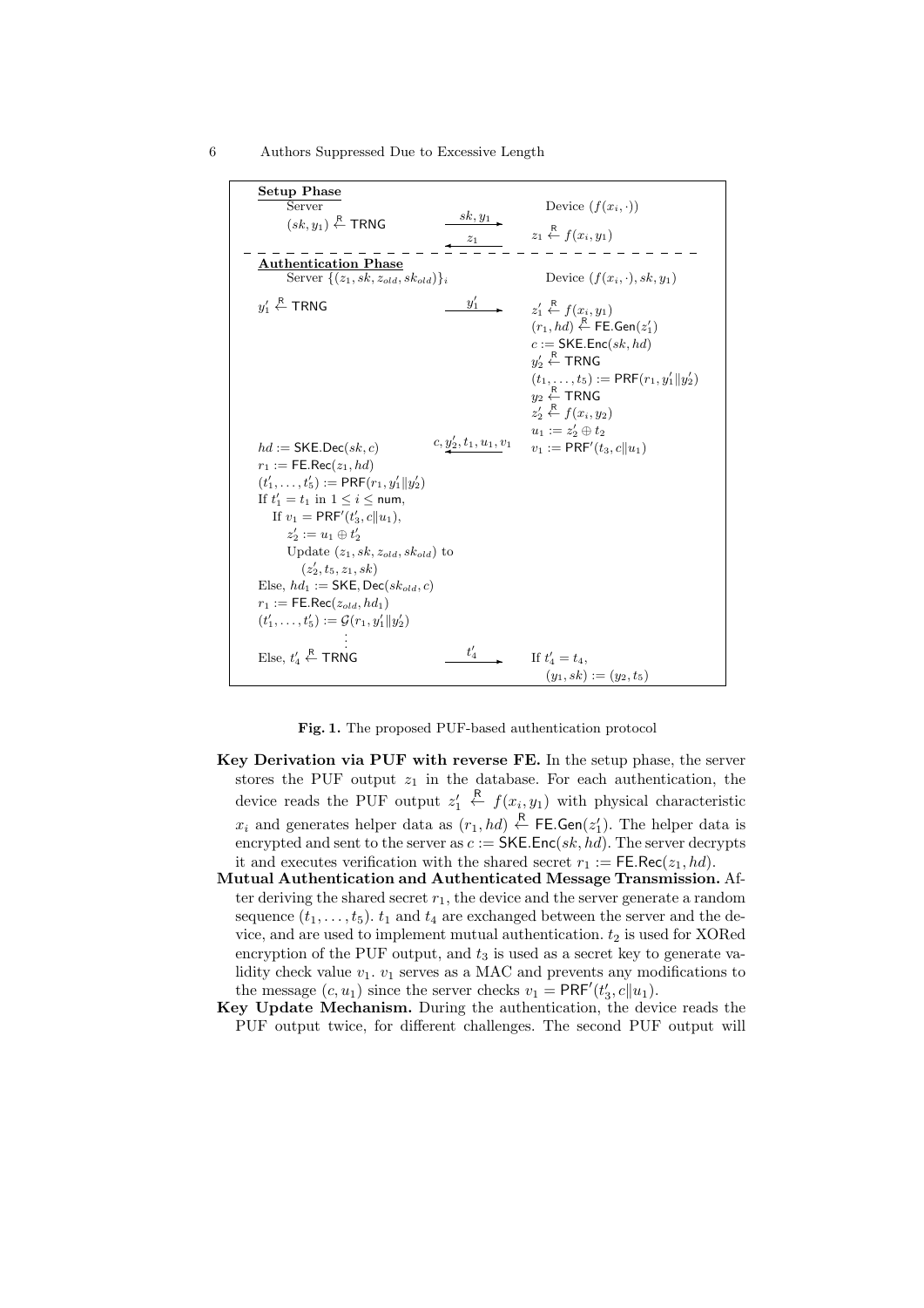**Setup Phase**

| Server | | Device $(f(x_i, \cdot))$ |
|---|---|---|
| $(sk, y_1) \xleftarrow{R} \mathsf{TRNG}$ | $\xrightarrow{sk, y_1}$ | |
| | $\xleftarrow{z_1}$ | $z_1 \xleftarrow{R} f(x_i, y_1)$ |

**Authentication Phase**

| Server $\{(z_1, sk, z_{old}, sk_{old})\}_i$ | | Device $(f(x_i, \cdot), sk, y_1)$ |
|---|---|---|
| $y'_1 \xleftarrow{R} \mathsf{TRNG}$ | $\xrightarrow{y'_1}$ | $z'_1 \xleftarrow{R} f(x_i, y_1)$ |
| | | $(r_1, hd) \xleftarrow{R} \mathsf{FE.Gen}(z'_1)$ |
| | | $c := \mathsf{SKE.Enc}(sk, hd)$ |
| | | $y'_2 \xleftarrow{R} \mathsf{TRNG}$ |
| | | $(t_1, \ldots, t_5) := \mathsf{PRF}(r_1, y'_1 \Vert y'_2)$ |
| | | $y_2 \xleftarrow{R} \mathsf{TRNG}$ |
| | | $z'_2 \xleftarrow{R} f(x_i, y_2)$ |
| | | $u_1 := z'_2 \oplus t_2$ |
| $hd := \mathsf{SKE.Dec}(sk, c)$ | $\xleftarrow{c, y'_2, t_1, u_1, v_1}$ | $v_1 := \mathsf{PRF}'(t_3, c \Vert u_1)$ |
| $r_1 := \mathsf{FE.Rec}(z_1, hd)$ | | |
| $(t'_1, \ldots, t'_5) := \mathsf{PRF}(r_1, y'_1 \Vert y'_2)$ | | |
| If $t'_1 = t_1$ in $1 \leq i \leq \mathsf{num}$, | | |
| If $v_1 = \mathsf{PRF}'(t'_3, c \Vert u_1)$, | | |
| $z'_2 := u_1 \oplus t'_2$ | | |
| Update $(z_1, sk, z_{old}, sk_{old})$ to $(z'_2, t_5, z_1, sk)$ | | |
| Else, $hd_1 := \mathsf{SKE}, \mathsf{Dec}(sk_{old}, c)$ | | |
| $r_1 := \mathsf{FE.Rec}(z_{old}, hd_1)$ | | |
| $(t'_1, \ldots, t'_5) := \mathcal{G}(r_1, y'_1 \Vert y'_2)$ | | |
| ⋮ | | |
| Else, $t'_4 \xleftarrow{R} \mathsf{TRNG}$ | $\xrightarrow{t'_4}$ | If $t'_4 = t_4$, |
| | | $(y_1, sk) := (y_2, t_5)$ |

**Fig. 1.** The proposed PUF-based authentication protocol

- **Key Derivation via PUF with reverse FE.** In the setup phase, the server stores the PUF output $z_1$ in the database. For each authentication, the device reads the PUF output $z'_1 \xleftarrow{R} f(x_i, y_1)$ with physical characteristic $x_i$ and generates helper data as $(r_1, hd) \xleftarrow{R} \mathsf{FE.Gen}(z'_1)$. The helper data is encrypted and sent to the server as $c := \mathsf{SKE.Enc}(sk, hd)$. The server decrypts it and executes verification with the shared secret $r_1 := \mathsf{FE.Rec}(z_1, hd)$.
- **Mutual Authentication and Authenticated Message Transmission.** After deriving the shared secret $r_1$, the device and the server generate a random sequence $(t_1, \ldots, t_5)$. $t_1$ and $t_4$ are exchanged between the server and the device, and are used to implement mutual authentication. $t_2$ is used for XORed encryption of the PUF output, and $t_3$ is used as a secret key to generate validity check value $v_1$. $v_1$ serves as a MAC and prevents any modifications to the message $(c, u_1)$ since the server checks $v_1 = \mathsf{PRF}'(t'_3, c \Vert u_1)$.
- **Key Update Mechanism.** During the authentication, the device reads the PUF output twice, for different challenges. The second PUF output will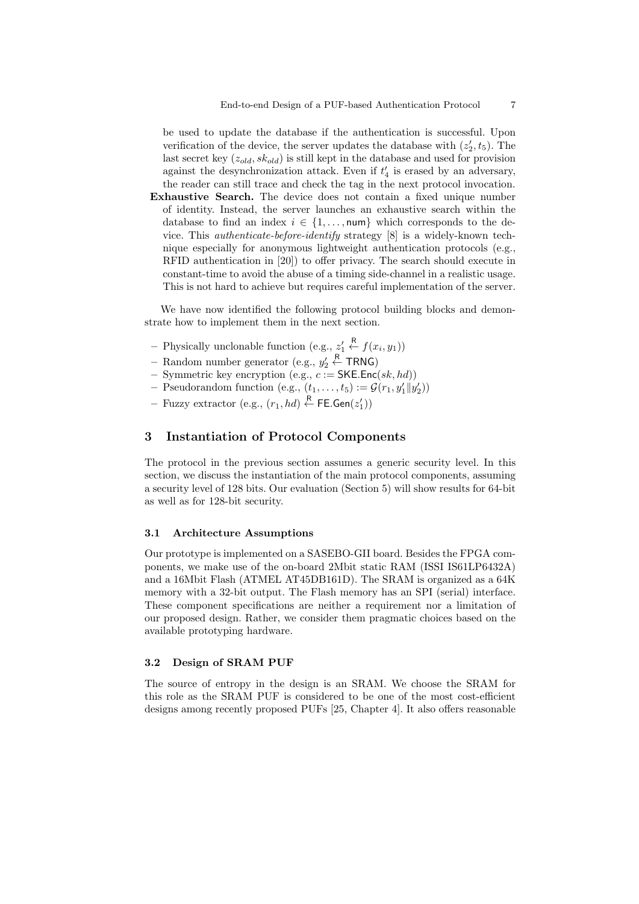be used to update the database if the authentication is successful. Upon verification of the device, the server updates the database with $(z_2', t_5)$. The last secret key $(z_{old}, sk_{old})$ is still kept in the database and used for provision against the desynchronization attack. Even if $t_4'$ is erased by an adversary, the reader can still trace and check the tag in the next protocol invocation.

**Exhaustive Search.** The device does not contain a fixed unique number of identity. Instead, the server launches an exhaustive search within the database to find an index $i \in \{1, \ldots, \mathsf{num}\}$ which corresponds to the device. This *authenticate-before-identify* strategy [8] is a widely-known technique especially for anonymous lightweight authentication protocols (e.g., RFID authentication in [20]) to offer privacy. The search should execute in constant-time to avoid the abuse of a timing side-channel in a realistic usage. This is not hard to achieve but requires careful implementation of the server.

We have now identified the following protocol building blocks and demonstrate how to implement them in the next section.

- Physically unclonable function (e.g., $z_1' \stackrel{\mathsf{R}}{\leftarrow} f(x_i, y_1)$)
- Random number generator (e.g., $y_2' \stackrel{\mathsf{R}}{\leftarrow} \mathsf{TRNG}$)
- Symmetric key encryption (e.g., $c := \mathsf{SKE.Enc}(sk, hd)$)
- Pseudorandom function (e.g., $(t_1, \ldots, t_5) := \mathcal{G}(r_1, y_1' \| y_2')$)
- Fuzzy extractor (e.g., $(r_1, hd) \stackrel{\mathsf{R}}{\leftarrow} \mathsf{FE.Gen}(z_1')$)

## 3 Instantiation of Protocol Components

The protocol in the previous section assumes a generic security level. In this section, we discuss the instantiation of the main protocol components, assuming a security level of 128 bits. Our evaluation (Section 5) will show results for 64-bit as well as for 128-bit security.

### 3.1 Architecture Assumptions

Our prototype is implemented on a SASEBO-GII board. Besides the FPGA components, we make use of the on-board 2Mbit static RAM (ISSI IS61LP6432A) and a 16Mbit Flash (ATMEL AT45DB161D). The SRAM is organized as a 64K memory with a 32-bit output. The Flash memory has an SPI (serial) interface. These component specifications are neither a requirement nor a limitation of our proposed design. Rather, we consider them pragmatic choices based on the available prototyping hardware.

### 3.2 Design of SRAM PUF

The source of entropy in the design is an SRAM. We choose the SRAM for this role as the SRAM PUF is considered to be one of the most cost-efficient designs among recently proposed PUFs [25, Chapter 4]. It also offers reasonable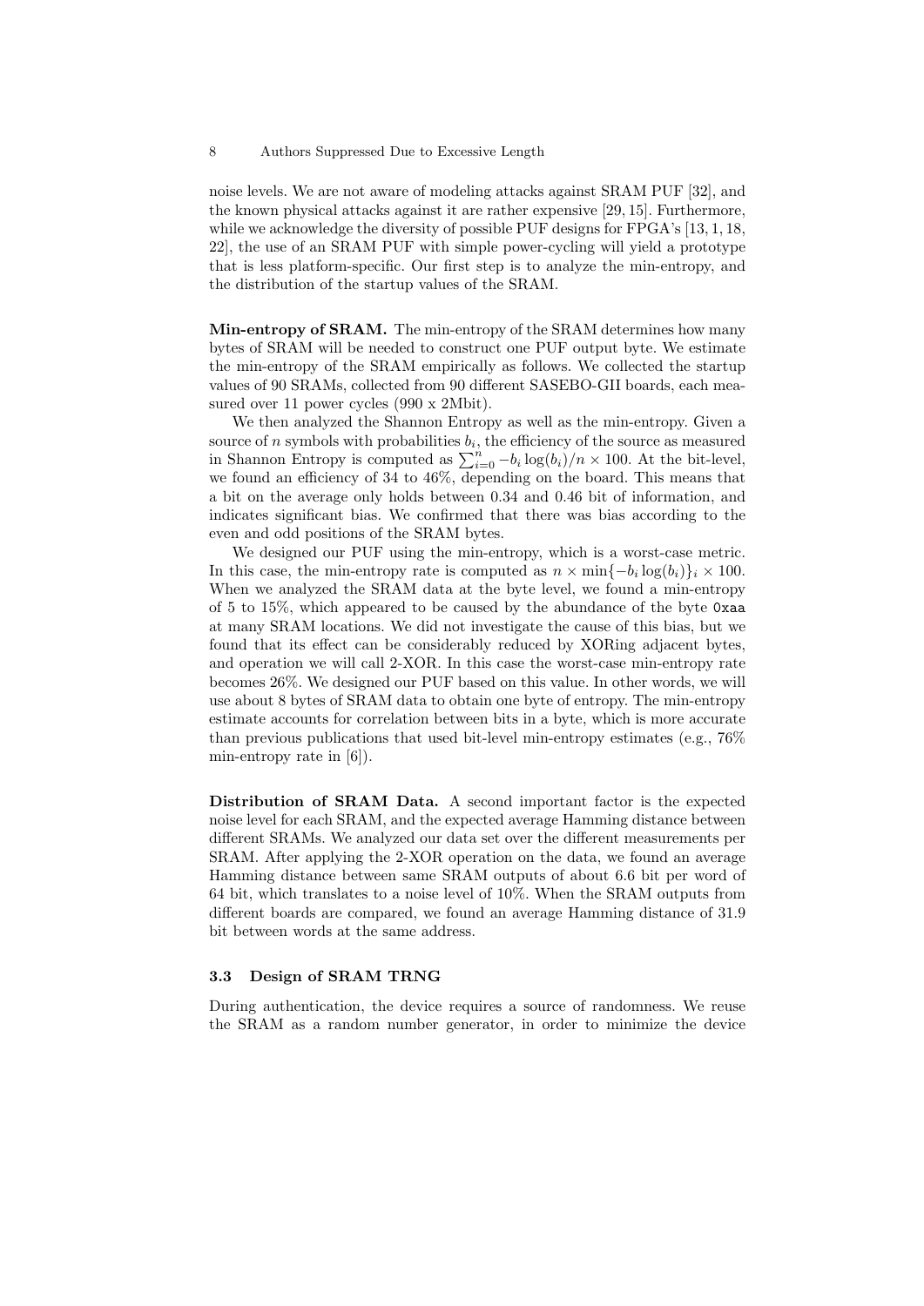noise levels. We are not aware of modeling attacks against SRAM PUF [32], and the known physical attacks against it are rather expensive [29, 15]. Furthermore, while we acknowledge the diversity of possible PUF designs for FPGA's [13, 1, 18, 22], the use of an SRAM PUF with simple power-cycling will yield a prototype that is less platform-specific. Our first step is to analyze the min-entropy, and the distribution of the startup values of the SRAM.

**Min-entropy of SRAM.** The min-entropy of the SRAM determines how many bytes of SRAM will be needed to construct one PUF output byte. We estimate the min-entropy of the SRAM empirically as follows. We collected the startup values of 90 SRAMs, collected from 90 different SASEBO-GII boards, each measured over 11 power cycles (990 x 2Mbit).

We then analyzed the Shannon Entropy as well as the min-entropy. Given a source of $n$ symbols with probabilities $b_i$, the efficiency of the source as measured in Shannon Entropy is computed as $\sum_{i=0}^{n} -b_i \log(b_i)/n \times 100$. At the bit-level, we found an efficiency of 34 to 46%, depending on the board. This means that a bit on the average only holds between 0.34 and 0.46 bit of information, and indicates significant bias. We confirmed that there was bias according to the even and odd positions of the SRAM bytes.

We designed our PUF using the min-entropy, which is a worst-case metric. In this case, the min-entropy rate is computed as $n \times \min\{-b_i \log(b_i)\}_i \times 100$. When we analyzed the SRAM data at the byte level, we found a min-entropy of 5 to 15%, which appeared to be caused by the abundance of the byte `0xaa` at many SRAM locations. We did not investigate the cause of this bias, but we found that its effect can be considerably reduced by XORing adjacent bytes, and operation we will call 2-XOR. In this case the worst-case min-entropy rate becomes 26%. We designed our PUF based on this value. In other words, we will use about 8 bytes of SRAM data to obtain one byte of entropy. The min-entropy estimate accounts for correlation between bits in a byte, which is more accurate than previous publications that used bit-level min-entropy estimates (e.g., 76% min-entropy rate in [6]).

**Distribution of SRAM Data.** A second important factor is the expected noise level for each SRAM, and the expected average Hamming distance between different SRAMs. We analyzed our data set over the different measurements per SRAM. After applying the 2-XOR operation on the data, we found an average Hamming distance between same SRAM outputs of about 6.6 bit per word of 64 bit, which translates to a noise level of 10%. When the SRAM outputs from different boards are compared, we found an average Hamming distance of 31.9 bit between words at the same address.

### 3.3 Design of SRAM TRNG

During authentication, the device requires a source of randomness. We reuse the SRAM as a random number generator, in order to minimize the device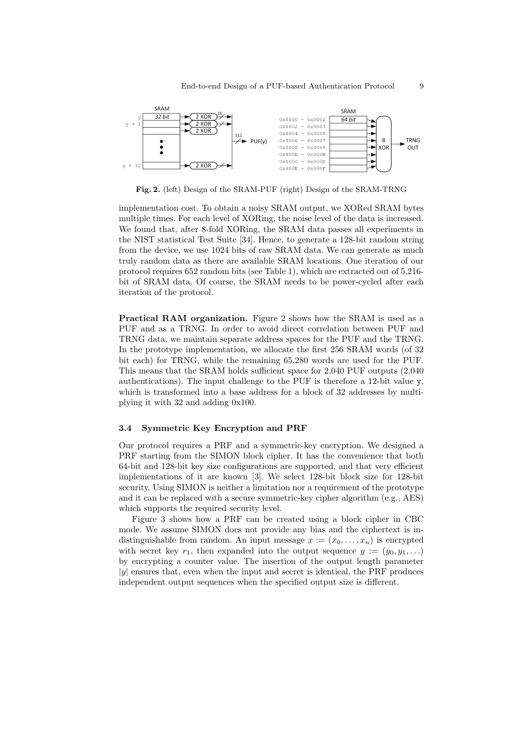**Fig. 2.** (left) Design of the SRAM-PUF (right) Design of the SRAM-TRNG

implementation cost. To obtain a noisy SRAM output, we XORed SRAM bytes multiple times. For each level of XORing, the noise level of the data is increased. We found that, after 8-fold XORing, the SRAM data passes all experiments in the NIST statistical Test Suite [34]. Hence, to generate a 128-bit random string from the device, we use 1024 bits of raw SRAM data. We can generate as much truly random data as there are available SRAM locations. One iteration of our protocol requires 652 random bits (see Table 1), which are extracted out of 5,216-bit of SRAM data. Of course, the SRAM needs to be power-cycled after each iteration of the protocol.

**Practical RAM organization.** Figure 2 shows how the SRAM is used as a PUF and as a TRNG. In order to avoid direct correlation between PUF and TRNG data, we maintain separate address spaces for the PUF and the TRNG. In the prototype implementation, we allocate the first 256 SRAM words (of 32 bit each) for TRNG, while the remaining 65,280 words are used for the PUF. This means that the SRAM holds sufficient space for 2,040 PUF outputs (2,040 authentications). The input challenge to the PUF is therefore a 12-bit value y, which is transformed into a base address for a block of 32 addresses by multiplying it with 32 and adding 0x100.

### 3.4 Symmetric Key Encryption and PRF

Our protocol requires a PRF and a symmetric-key encryption. We designed a PRF starting from the SIMON block cipher. It has the convenience that both 64-bit and 128-bit key size configurations are supported, and that very efficient implementations of it are known [3]. We select 128-bit block size for 128-bit security. Using SIMON is neither a limitation nor a requirement of the prototype and it can be replaced with a secure symmetric-key cipher algorithm (e.g., AES) which supports the required security level.

Figure 3 shows how a PRF can be created using a block cipher in CBC mode. We assume SIMON does not provide any bias and the ciphertext is indistinguishable from random. An input message $x := (x_0, \ldots, x_n)$ is encrypted with secret key $r_1$, then expanded into the output sequence $y := (y_0, y_1, \ldots)$ by encrypting a counter value. The insertion of the output length parameter $|y|$ ensures that, even when the input and secret is identical, the PRF produces independent output sequences when the specified output size is different.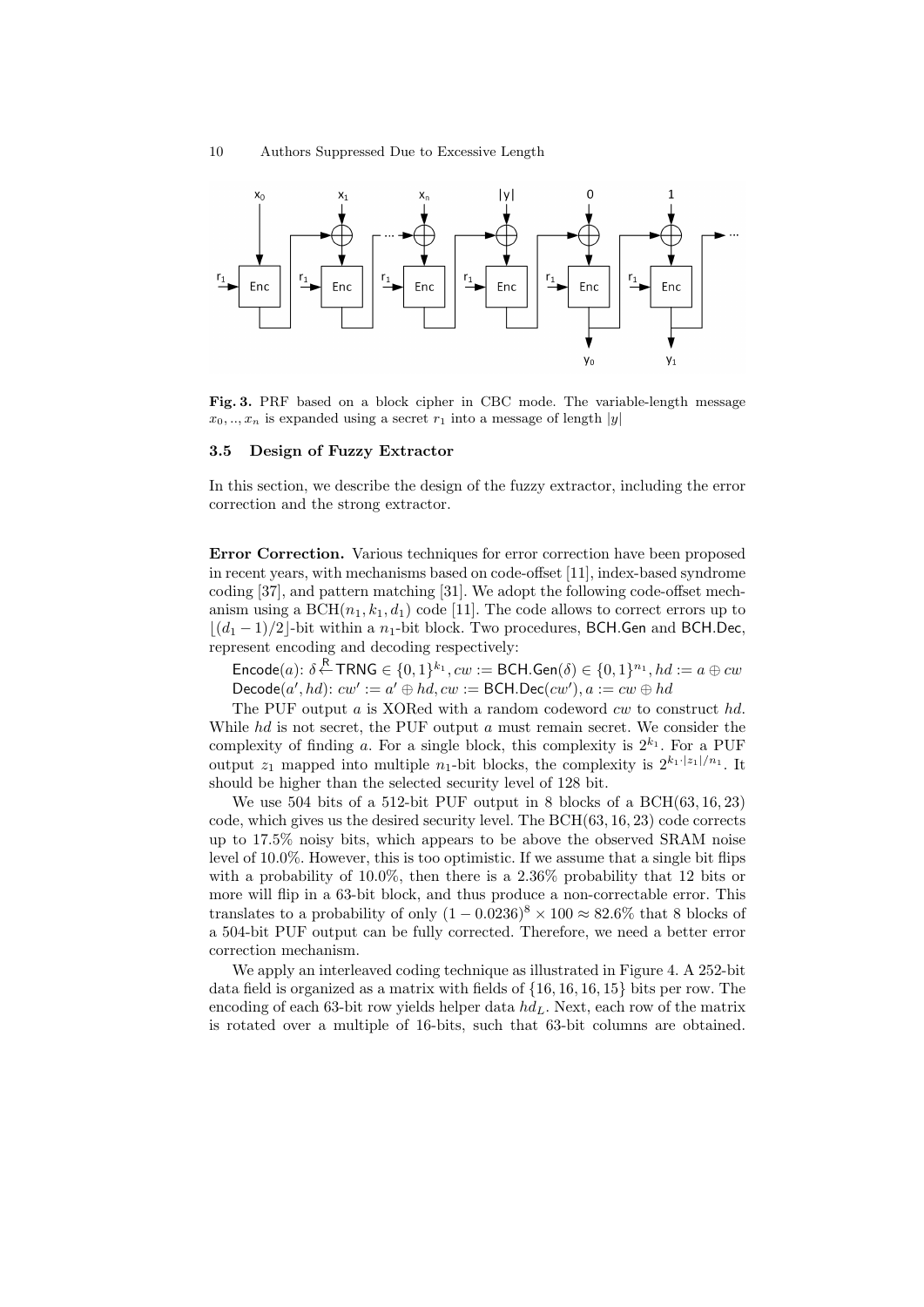**Fig. 3.** PRF based on a block cipher in CBC mode. The variable-length message $x_0, .., x_n$ is expanded using a secret $r_1$ into a message of length $|y|$

### 3.5 Design of Fuzzy Extractor

In this section, we describe the design of the fuzzy extractor, including the error correction and the strong extractor.

**Error Correction.** Various techniques for error correction have been proposed in recent years, with mechanisms based on code-offset [11], index-based syndrome coding [37], and pattern matching [31]. We adopt the following code-offset mechanism using a $\text{BCH}(n_1, k_1, d_1)$ code [11]. The code allows to correct errors up to $\lfloor (d_1 - 1)/2 \rfloor$-bit within a $n_1$-bit block. Two procedures, $\mathsf{BCH.Gen}$ and $\mathsf{BCH.Dec}$, represent encoding and decoding respectively:

$\mathsf{Encode}(a)$: $\delta \xleftarrow{R} \mathsf{TRNG} \in \{0,1\}^{k_1}, cw := \mathsf{BCH.Gen}(\delta) \in \{0,1\}^{n_1}, hd := a \oplus cw$
$\mathsf{Decode}(a', hd)$: $cw' := a' \oplus hd, cw := \mathsf{BCH.Dec}(cw'), a := cw \oplus hd$

The PUF output $a$ is XORed with a random codeword $cw$ to construct $hd$. While $hd$ is not secret, the PUF output $a$ must remain secret. We consider the complexity of finding $a$. For a single block, this complexity is $2^{k_1}$. For a PUF output $z_1$ mapped into multiple $n_1$-bit blocks, the complexity is $2^{k_1 \cdot |z_1|/n_1}$. It should be higher than the selected security level of 128 bit.

We use 504 bits of a 512-bit PUF output in 8 blocks of a $\text{BCH}(63, 16, 23)$ code, which gives us the desired security level. The $\text{BCH}(63, 16, 23)$ code corrects up to 17.5% noisy bits, which appears to be above the observed SRAM noise level of 10.0%. However, this is too optimistic. If we assume that a single bit flips with a probability of 10.0%, then there is a 2.36% probability that 12 bits or more will flip in a 63-bit block, and thus produce a non-correctable error. This translates to a probability of only $(1 - 0.0236)^8 \times 100 \approx 82.6\%$ that 8 blocks of a 504-bit PUF output can be fully corrected. Therefore, we need a better error correction mechanism.

We apply an interleaved coding technique as illustrated in Figure 4. A 252-bit data field is organized as a matrix with fields of $\{16, 16, 16, 15\}$ bits per row. The encoding of each 63-bit row yields helper data $hd_L$. Next, each row of the matrix is rotated over a multiple of 16-bits, such that 63-bit columns are obtained.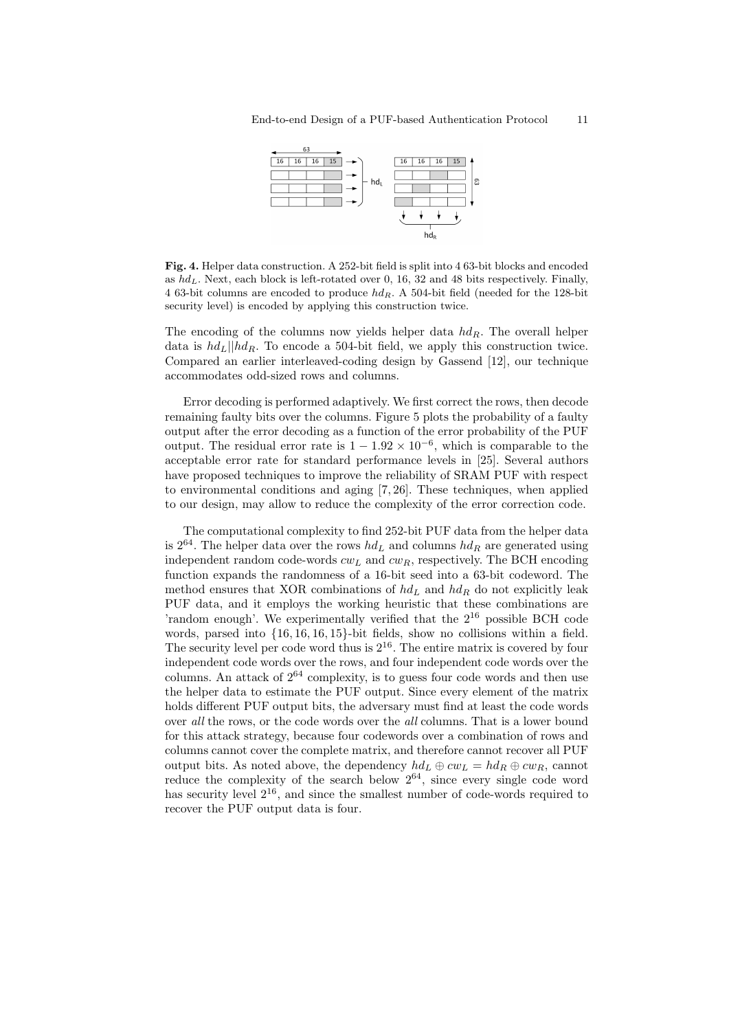**Fig. 4.** Helper data construction. A 252-bit field is split into 4 63-bit blocks and encoded as $hd_L$. Next, each block is left-rotated over 0, 16, 32 and 48 bits respectively. Finally, 4 63-bit columns are encoded to produce $hd_R$. A 504-bit field (needed for the 128-bit security level) is encoded by applying this construction twice.

The encoding of the columns now yields helper data $hd_R$. The overall helper data is $hd_L||hd_R$. To encode a 504-bit field, we apply this construction twice. Compared an earlier interleaved-coding design by Gassend [12], our technique accommodates odd-sized rows and columns.

Error decoding is performed adaptively. We first correct the rows, then decode remaining faulty bits over the columns. Figure 5 plots the probability of a faulty output after the error decoding as a function of the error probability of the PUF output. The residual error rate is $1 - 1.92 \times 10^{-6}$, which is comparable to the acceptable error rate for standard performance levels in [25]. Several authors have proposed techniques to improve the reliability of SRAM PUF with respect to environmental conditions and aging [7, 26]. These techniques, when applied to our design, may allow to reduce the complexity of the error correction code.

The computational complexity to find 252-bit PUF data from the helper data is $2^{64}$. The helper data over the rows $hd_L$ and columns $hd_R$ are generated using independent random code-words $cw_L$ and $cw_R$, respectively. The BCH encoding function expands the randomness of a 16-bit seed into a 63-bit codeword. The method ensures that XOR combinations of $hd_L$ and $hd_R$ do not explicitly leak PUF data, and it employs the working heuristic that these combinations are 'random enough'. We experimentally verified that the $2^{16}$ possible BCH code words, parsed into $\{16, 16, 16, 15\}$-bit fields, show no collisions within a field. The security level per code word thus is $2^{16}$. The entire matrix is covered by four independent code words over the rows, and four independent code words over the columns. An attack of $2^{64}$ complexity, is to guess four code words and then use the helper data to estimate the PUF output. Since every element of the matrix holds different PUF output bits, the adversary must find at least the code words over *all* the rows, or the code words over the *all* columns. That is a lower bound for this attack strategy, because four codewords over a combination of rows and columns cannot cover the complete matrix, and therefore cannot recover all PUF output bits. As noted above, the dependency $hd_L \oplus cw_L = hd_R \oplus cw_R$, cannot reduce the complexity of the search below $2^{64}$, since every single code word has security level $2^{16}$, and since the smallest number of code-words required to recover the PUF output data is four.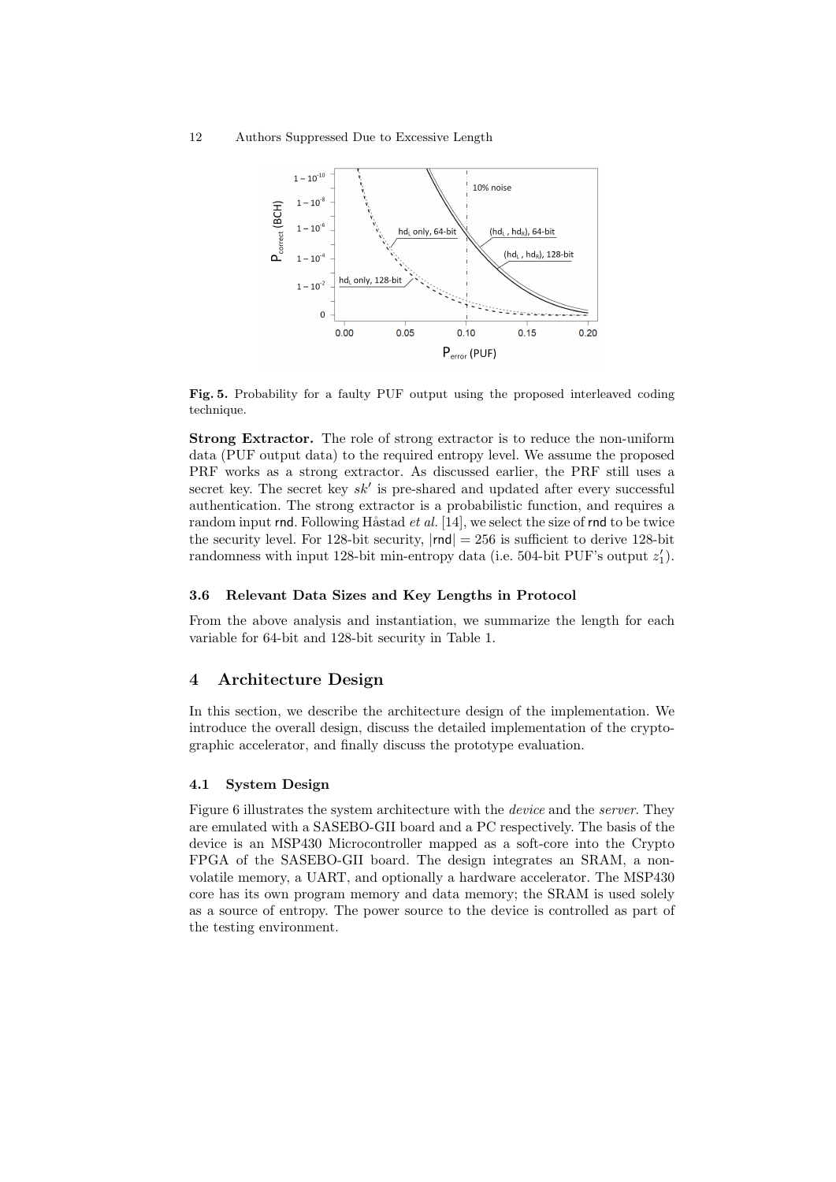**Fig. 5.** Probability for a faulty PUF output using the proposed interleaved coding technique.

**Strong Extractor.** The role of strong extractor is to reduce the non-uniform data (PUF output data) to the required entropy level. We assume the proposed PRF works as a strong extractor. As discussed earlier, the PRF still uses a secret key. The secret key $sk'$ is pre-shared and updated after every successful authentication. The strong extractor is a probabilistic function, and requires a random input rnd. Following Håstad *et al.* [14], we select the size of rnd to be twice the security level. For 128-bit security, $|\mathsf{rnd}| = 256$ is sufficient to derive 128-bit randomness with input 128-bit min-entropy data (i.e. 504-bit PUF's output $z_1'$).

### 3.6 Relevant Data Sizes and Key Lengths in Protocol

From the above analysis and instantiation, we summarize the length for each variable for 64-bit and 128-bit security in Table 1.

## 4 Architecture Design

In this section, we describe the architecture design of the implementation. We introduce the overall design, discuss the detailed implementation of the cryptographic accelerator, and finally discuss the prototype evaluation.

### 4.1 System Design

Figure 6 illustrates the system architecture with the *device* and the *server*. They are emulated with a SASEBO-GII board and a PC respectively. The basis of the device is an MSP430 Microcontroller mapped as a soft-core into the Crypto FPGA of the SASEBO-GII board. The design integrates an SRAM, a non-volatile memory, a UART, and optionally a hardware accelerator. The MSP430 core has its own program memory and data memory; the SRAM is used solely as a source of entropy. The power source to the device is controlled as part of the testing environment.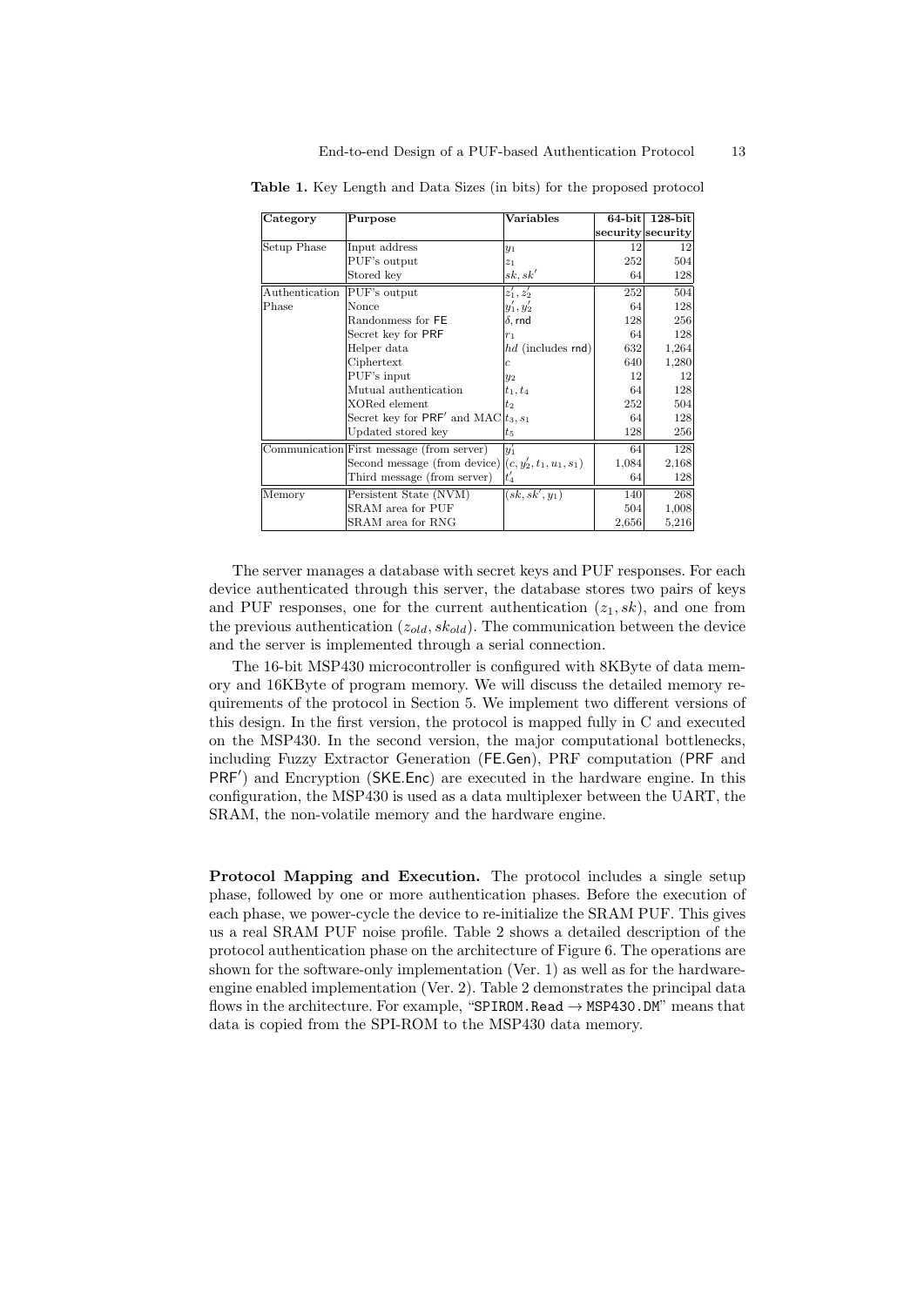**Table 1.** Key Length and Data Sizes (in bits) for the proposed protocol

| Category | Purpose | Variables | 64-bit security | 128-bit security |
|---|---|---|---|---|
| Setup Phase | Input address | $y_1$ | 12 | 12 |
| | PUF's output | $z_1$ | 252 | 504 |
| | Stored key | $sk, sk'$ | 64 | 128 |
| Authentication Phase | PUF's output | $z_1', z_2'$ | 252 | 504 |
| | Nonce | $y_1', y_2'$ | 64 | 128 |
| | Randonmess for FE | $\delta$, rnd | 128 | 256 |
| | Secret key for PRF | $r_1$ | 64 | 128 |
| | Helper data | $hd$ (includes rnd) | 632 | 1,264 |
| | Ciphertext | $c$ | 640 | 1,280 |
| | PUF's input | $y_2$ | 12 | 12 |
| | Mutual authentication | $t_1, t_4$ | 64 | 128 |
| | XORed element | $t_2$ | 252 | 504 |
| | Secret key for PRF′ and MAC | $t_3, s_1$ | 64 | 128 |
| | Updated stored key | $t_5$ | 128 | 256 |
| Communication | First message (from server) | $y_1'$ | 64 | 128 |
| | Second message (from device) | $(c, y_2', t_1, u_1, s_1)$ | 1,084 | 2,168 |
| | Third message (from server) | $t_4'$ | 64 | 128 |
| Memory | Persistent State (NVM) | $(sk, sk', y_1)$ | 140 | 268 |
| | SRAM area for PUF | | 504 | 1,008 |
| | SRAM area for RNG | | 2,656 | 5,216 |

The server manages a database with secret keys and PUF responses. For each device authenticated through this server, the database stores two pairs of keys and PUF responses, one for the current authentication $(z_1, sk)$, and one from the previous authentication $(z_{old}, sk_{old})$. The communication between the device and the server is implemented through a serial connection.

The 16-bit MSP430 microcontroller is configured with 8KByte of data memory and 16KByte of program memory. We will discuss the detailed memory requirements of the protocol in Section 5. We implement two different versions of this design. In the first version, the protocol is mapped fully in C and executed on the MSP430. In the second version, the major computational bottlenecks, including Fuzzy Extractor Generation (FE.Gen), PRF computation (PRF and PRF′) and Encryption (SKE.Enc) are executed in the hardware engine. In this configuration, the MSP430 is used as a data multiplexer between the UART, the SRAM, the non-volatile memory and the hardware engine.

**Protocol Mapping and Execution.** The protocol includes a single setup phase, followed by one or more authentication phases. Before the execution of each phase, we power-cycle the device to re-initialize the SRAM PUF. This gives us a real SRAM PUF noise profile. Table 2 shows a detailed description of the protocol authentication phase on the architecture of Figure 6. The operations are shown for the software-only implementation (Ver. 1) as well as for the hardware-engine enabled implementation (Ver. 2). Table 2 demonstrates the principal data flows in the architecture. For example, "`SPIROM.Read` → `MSP430.DM`" means that data is copied from the SPI-ROM to the MSP430 data memory.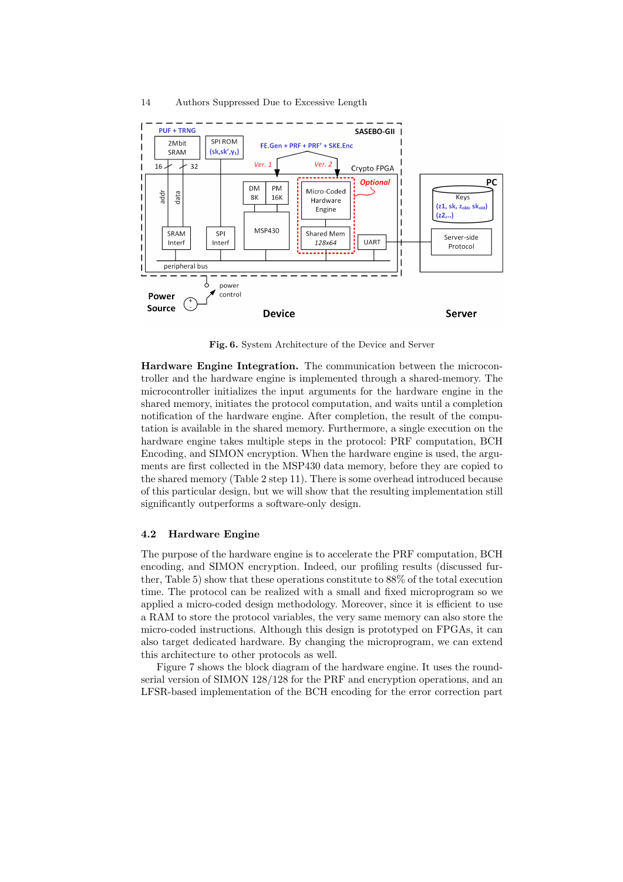Fig. 6. System Architecture of the Device and Server

**Hardware Engine Integration.** The communication between the microcontroller and the hardware engine is implemented through a shared-memory. The microcontroller initializes the input arguments for the hardware engine in the shared memory, initiates the protocol computation, and waits until a completion notification of the hardware engine. After completion, the result of the computation is available in the shared memory. Furthermore, a single execution on the hardware engine takes multiple steps in the protocol: PRF computation, BCH Encoding, and SIMON encryption. When the hardware engine is used, the arguments are first collected in the MSP430 data memory, before they are copied to the shared memory (Table 2 step 11). There is some overhead introduced because of this particular design, but we will show that the resulting implementation still significantly outperforms a software-only design.

### 4.2 Hardware Engine

The purpose of the hardware engine is to accelerate the PRF computation, BCH encoding, and SIMON encryption. Indeed, our profiling results (discussed further, Table 5) show that these operations constitute to 88% of the total execution time. The protocol can be realized with a small and fixed microprogram so we applied a micro-coded design methodology. Moreover, since it is efficient to use a RAM to store the protocol variables, the very same memory can also store the micro-coded instructions. Although this design is prototyped on FPGAs, it can also target dedicated hardware. By changing the microprogram, we can extend this architecture to other protocols as well.

Figure 7 shows the block diagram of the hardware engine. It uses the round-serial version of SIMON 128/128 for the PRF and encryption operations, and an LFSR-based implementation of the BCH encoding for the error correction part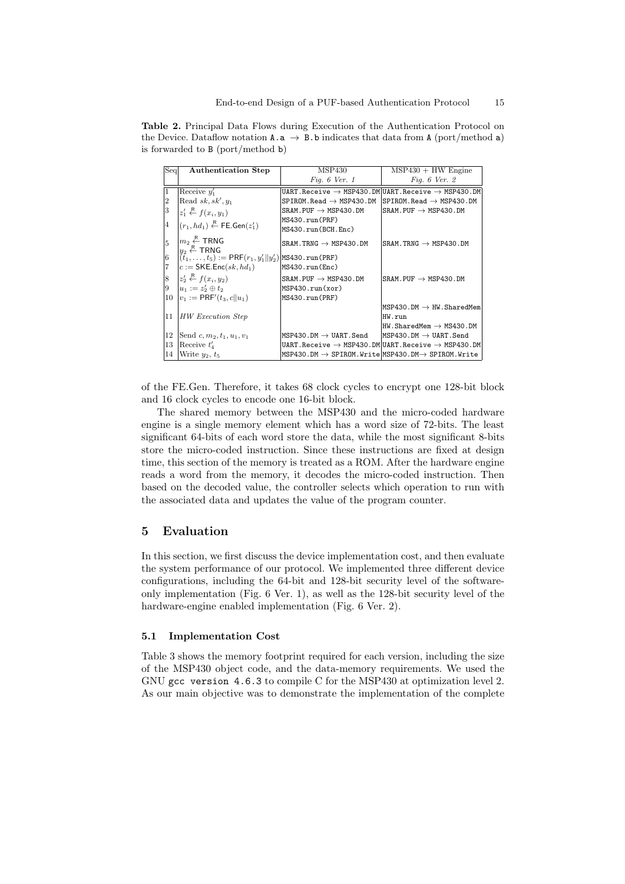**Table 2.** Principal Data Flows during Execution of the Authentication Protocol on the Device. Dataflow notation `A.a` $\rightarrow$ `B.b` indicates that data from `A` (port/method `a`) is forwarded to `B` (port/method `b`)

| Seq | Authentication Step | MSP430 *Fig. 6 Ver. 1* | MSP430 + HW Engine *Fig. 6 Ver. 2* |
|---|---|---|---|
| 1 | Receive $y_1'$ | `UART.Receive` $\rightarrow$ `MSP430.DM` | `UART.Receive` $\rightarrow$ `MSP430.DM` |
| 2 | Read $sk, sk', y_1$ | `SPIROM.Read` $\rightarrow$ `MSP430.DM` | `SPIROM.Read` $\rightarrow$ `MSP430.DM` |
| 3 | $z_1' \xleftarrow{R} f(x_i, y_1)$ | `SRAM.PUF` $\rightarrow$ `MSP430.DM` | `SRAM.PUF` $\rightarrow$ `MSP430.DM` |
| 4 | $(r_1, hd_1) \xleftarrow{R} \mathsf{FE.Gen}(z_1')$ | `MS430.run(PRF)` `MS430.run(BCH.Enc)` | |
| 5 | $m_2 \xleftarrow{R} \mathsf{TRNG}$ $y_2 \xleftarrow{R} \mathsf{TRNG}$ | `SRAM.TRNG` $\rightarrow$ `MSP430.DM` | `SRAM.TRNG` $\rightarrow$ `MSP430.DM` |
| 6 | $(t_1, \ldots, t_5) := \mathsf{PRF}(r_1, y_1' \Vert y_2')$ | `MS430.run(PRF)` | |
| 7 | $c := \mathsf{SKE.Enc}(sk, hd_1)$ | `MS430.run(Enc)` | |
| 8 | $z_2' \xleftarrow{R} f(x_i, y_2)$ | `SRAM.PUF` $\rightarrow$ `MSP430.DM` | `SRAM.PUF` $\rightarrow$ `MSP430.DM` |
| 9 | $u_1 := z_2' \oplus t_2$ | `MSP430.run(xor)` | |
| 10 | $v_1 := \mathsf{PRF}'(t_3, c \Vert u_1)$ | `MS430.run(PRF)` | |
| 11 | *HW Execution Step* | | `MSP430.DM` $\rightarrow$ `HW.SharedMem` `HW.run` `HW.SharedMem` $\rightarrow$ `MS430.DM` |
| 12 | Send $c, m_2, t_1, u_1, v_1$ | `MSP430.DM` $\rightarrow$ `UART.Send` | `MSP430.DM` $\rightarrow$ `UART.Send` |
| 13 | Receive $t_4'$ | `UART.Receive` $\rightarrow$ `MSP430.DM` | `UART.Receive` $\rightarrow$ `MSP430.DM` |
| 14 | Write $y_2, t_5$ | `MSP430.DM` $\rightarrow$ `SPIROM.Write` | `MSP430.DM` $\rightarrow$ `SPIROM.Write` |

of the FE.Gen. Therefore, it takes 68 clock cycles to encrypt one 128-bit block and 16 clock cycles to encode one 16-bit block.

The shared memory between the MSP430 and the micro-coded hardware engine is a single memory element which has a word size of 72-bits. The least significant 64-bits of each word store the data, while the most significant 8-bits store the micro-coded instruction. Since these instructions are fixed at design time, this section of the memory is treated as a ROM. After the hardware engine reads a word from the memory, it decodes the micro-coded instruction. Then based on the decoded value, the controller selects which operation to run with the associated data and updates the value of the program counter.

## 5 Evaluation

In this section, we first discuss the device implementation cost, and then evaluate the system performance of our protocol. We implemented three different device configurations, including the 64-bit and 128-bit security level of the software-only implementation (Fig. 6 Ver. 1), as well as the 128-bit security level of the hardware-engine enabled implementation (Fig. 6 Ver. 2).

### 5.1 Implementation Cost

Table 3 shows the memory footprint required for each version, including the size of the MSP430 object code, and the data-memory requirements. We used the GNU `gcc version 4.6.3` to compile C for the MSP430 at optimization level 2. As our main objective was to demonstrate the implementation of the complete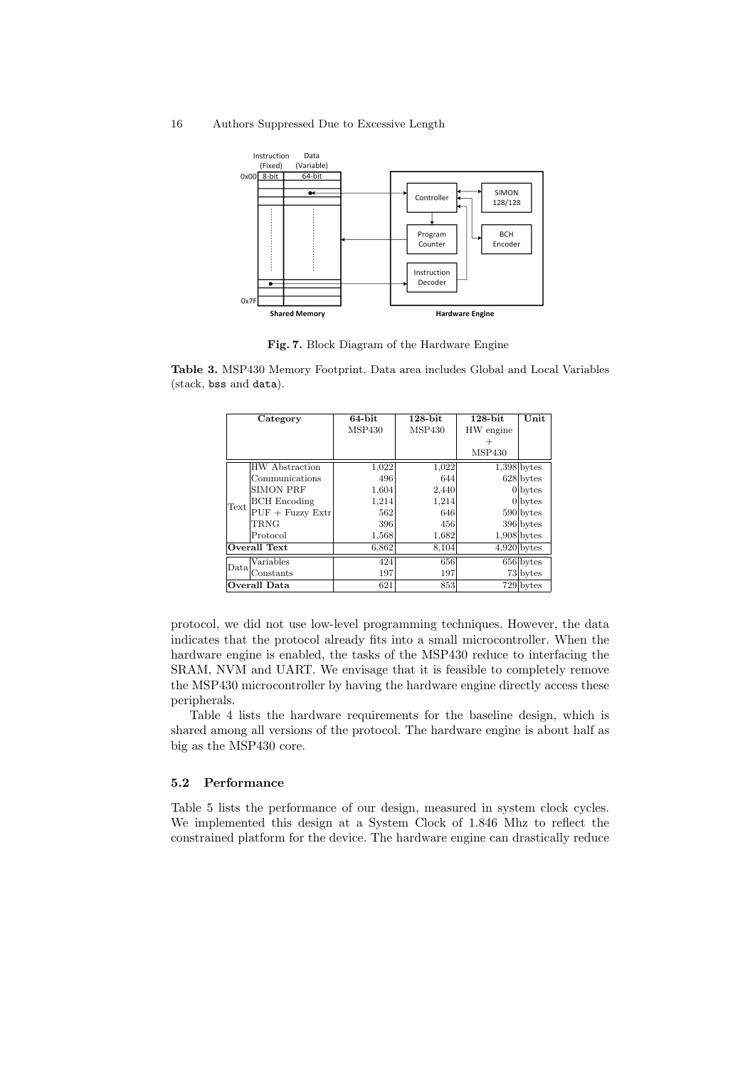Fig. 7. Block Diagram of the Hardware Engine

**Table 3.** MSP430 Memory Footprint. Data area includes Global and Local Variables (stack, bss and data).

| Category | | 64-bit MSP430 | 128-bit MSP430 | 128-bit HW engine + MSP430 | Unit |
|---|---|---|---|---|---|
| Text | HW Abstraction | 1,022 | 1,022 | 1,398 | bytes |
| | Communications | 496 | 644 | 628 | bytes |
| | SIMON PRF | 1,604 | 2,440 | 0 | bytes |
| | BCH Encoding | 1,214 | 1,214 | 0 | bytes |
| | PUF + Fuzzy Extr | 562 | 646 | 590 | bytes |
| | TRNG | 396 | 456 | 396 | bytes |
| | Protocol | 1,568 | 1,682 | 1,908 | bytes |
| **Overall Text** | | 6,862 | 8,104 | 4,920 | bytes |
| Data | Variables | 424 | 656 | 656 | bytes |
| | Constants | 197 | 197 | 73 | bytes |
| **Overall Data** | | 621 | 853 | 729 | bytes |

protocol, we did not use low-level programming techniques. However, the data indicates that the protocol already fits into a small microcontroller. When the hardware engine is enabled, the tasks of the MSP430 reduce to interfacing the SRAM, NVM and UART. We envisage that it is feasible to completely remove the MSP430 microcontroller by having the hardware engine directly access these peripherals.

Table 4 lists the hardware requirements for the baseline design, which is shared among all versions of the protocol. The hardware engine is about half as big as the MSP430 core.

### 5.2 Performance

Table 5 lists the performance of our design, measured in system clock cycles. We implemented this design at a System Clock of 1.846 Mhz to reflect the constrained platform for the device. The hardware engine can drastically reduce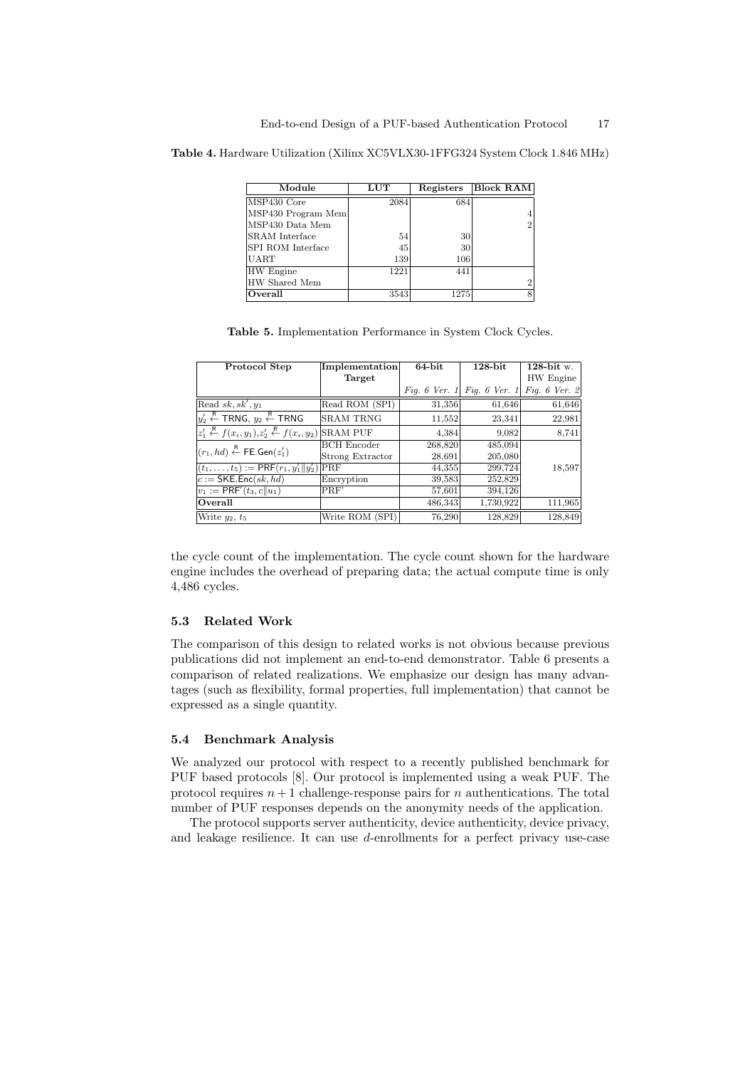**Table 4.** Hardware Utilization (Xilinx XC5VLX30-1FFG324 System Clock 1.846 MHz)

| Module | LUT | Registers | Block RAM |
|---|---|---|---|
| MSP430 Core | 2084 | 684 | |
| MSP430 Program Mem | | | 4 |
| MSP430 Data Mem | | | 2 |
| SRAM Interface | 54 | 30 | |
| SPI ROM Interface | 45 | 30 | |
| UART | 139 | 106 | |
| HW Engine | 1221 | 441 | |
| HW Shared Mem | | | 2 |
| **Overall** | 3543 | 1275 | 8 |

**Table 5.** Implementation Performance in System Clock Cycles.

| Protocol Step | Implementation Target | 64-bit | 128-bit | 128-bit w. HW Engine |
|---|---|---|---|---|
| | | *Fig. 6 Ver. 1* | *Fig. 6 Ver. 1* | *Fig. 6 Ver. 2* |
| Read $sk, sk', y_1$ | Read ROM (SPI) | 31,356 | 61,646 | 61,646 |
| $y_2' \stackrel{R}{\leftarrow} \mathsf{TRNG}$, $y_2 \stackrel{R}{\leftarrow} \mathsf{TRNG}$ | SRAM TRNG | 11,552 | 23,341 | 22,981 |
| $z_1' \stackrel{R}{\leftarrow} f(x_i, y_1)$,$z_2' \stackrel{R}{\leftarrow} f(x_i, y_2)$ | SRAM PUF | 4,384 | 9,082 | 8,741 |
| $(r_1, hd) \stackrel{R}{\leftarrow} \mathsf{FE.Gen}(z_1')$ | BCH Encoder | 268,820 | 485,094 | 18,597 |
| | Strong Extractor | 28,691 | 205,080 | |
| $(t_1, \ldots, t_5) := \mathsf{PRF}(r_1, y_1' \Vert y_2')$ | PRF | 44,355 | 299,724 | |
| $c := \mathsf{SKE.Enc}(sk, hd)$ | Encryption | 39,583 | 252,829 | |
| $v_1 := \mathsf{PRF}'(t_3, c \Vert u_1)$ | PRF' | 57,601 | 394,126 | |
| **Overall** | | 486,343 | 1,730,922 | 111,965 |
| Write $y_2$, $t_5$ | Write ROM (SPI) | 76,290 | 128,829 | 128,849 |

the cycle count of the implementation. The cycle count shown for the hardware engine includes the overhead of preparing data; the actual compute time is only 4,486 cycles.

### 5.3 Related Work

The comparison of this design to related works is not obvious because previous publications did not implement an end-to-end demonstrator. Table 6 presents a comparison of related realizations. We emphasize our design has many advantages (such as flexibility, formal properties, full implementation) that cannot be expressed as a single quantity.

### 5.4 Benchmark Analysis

We analyzed our protocol with respect to a recently published benchmark for PUF based protocols [8]. Our protocol is implemented using a weak PUF. The protocol requires $n+1$ challenge-response pairs for $n$ authentications. The total number of PUF responses depends on the anonymity needs of the application.

The protocol supports server authenticity, device authenticity, device privacy, and leakage resilience. It can use $d$-enrollments for a perfect privacy use-case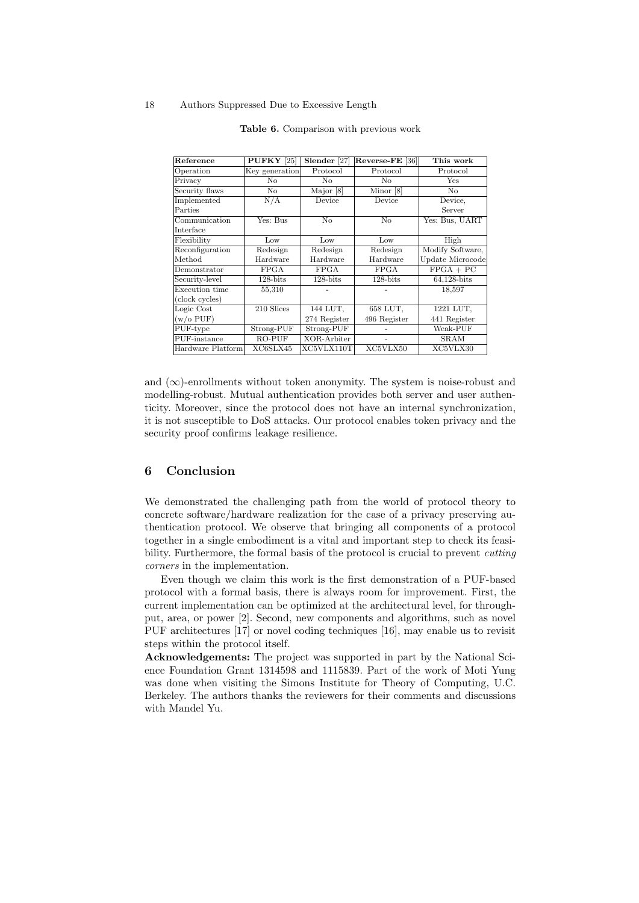**Table 6.** Comparison with previous work

| **Reference** | **PUFKY** [25] | **Slender** [27] | **Reverse-FE** [36] | **This work** |
|---|---|---|---|---|
| Operation | Key generation | Protocol | Protocol | Protocol |
| Privacy | No | No | No | Yes |
| Security flaws | No | Major [8] | Minor [8] | No |
| Implemented Parties | N/A | Device | Device | Device, Server |
| Communication Interface | Yes: Bus | No | No | Yes: Bus, UART |
| Flexibility | Low | Low | Low | High |
| Reconfiguration Method | Redesign Hardware | Redesign Hardware | Redesign Hardware | Modify Software, Update Microcode |
| Demonstrator | FPGA | FPGA | FPGA | FPGA + PC |
| Security-level | 128-bits | 128-bits | 128-bits | 64,128-bits |
| Execution time (clock cycles) | 55,310 | - | - | 18,597 |
| Logic Cost (w/o PUF) | 210 Slices | 144 LUT, 274 Register | 658 LUT, 496 Register | 1221 LUT, 441 Register |
| PUF-type | Strong-PUF | Strong-PUF | - | Weak-PUF |
| PUF-instance | RO-PUF | XOR-Arbiter | - | SRAM |
| Hardware Platform | XC6SLX45 | XC5VLX110T | XC5VLX50 | XC5VLX30 |

and ($\infty$)-enrollments without token anonymity. The system is noise-robust and modelling-robust. Mutual authentication provides both server and user authenticity. Moreover, since the protocol does not have an internal synchronization, it is not susceptible to DoS attacks. Our protocol enables token privacy and the security proof confirms leakage resilience.

## 6 Conclusion

We demonstrated the challenging path from the world of protocol theory to concrete software/hardware realization for the case of a privacy preserving authentication protocol. We observe that bringing all components of a protocol together in a single embodiment is a vital and important step to check its feasibility. Furthermore, the formal basis of the protocol is crucial to prevent *cutting corners* in the implementation.

Even though we claim this work is the first demonstration of a PUF-based protocol with a formal basis, there is always room for improvement. First, the current implementation can be optimized at the architectural level, for throughput, area, or power [2]. Second, new components and algorithms, such as novel PUF architectures [17] or novel coding techniques [16], may enable us to revisit steps within the protocol itself.

**Acknowledgements:** The project was supported in part by the National Science Foundation Grant 1314598 and 1115839. Part of the work of Moti Yung was done when visiting the Simons Institute for Theory of Computing, U.C. Berkeley. The authors thanks the reviewers for their comments and discussions with Mandel Yu.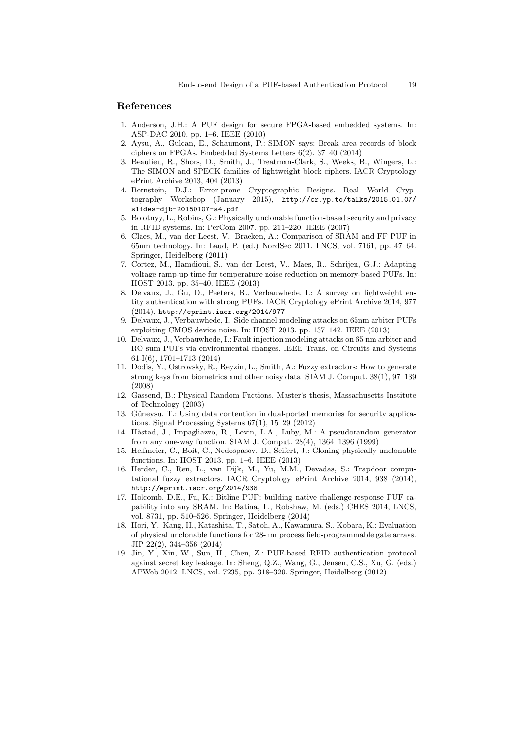## References

1. Anderson, J.H.: A PUF design for secure FPGA-based embedded systems. In: ASP-DAC 2010. pp. 1–6. IEEE (2010)
2. Aysu, A., Gulcan, E., Schaumont, P.: SIMON says: Break area records of block ciphers on FPGAs. Embedded Systems Letters 6(2), 37–40 (2014)
3. Beaulieu, R., Shors, D., Smith, J., Treatman-Clark, S., Weeks, B., Wingers, L.: The SIMON and SPECK families of lightweight block ciphers. IACR Cryptology ePrint Archive 2013, 404 (2013)
4. Bernstein, D.J.: Error-prone Cryptographic Designs. Real World Cryptography Workshop (January 2015), `http://cr.yp.to/talks/2015.01.07/slides-djb-20150107-a4.pdf`
5. Bolotnyy, L., Robins, G.: Physically unclonable function-based security and privacy in RFID systems. In: PerCom 2007. pp. 211–220. IEEE (2007)
6. Claes, M., van der Leest, V., Braeken, A.: Comparison of SRAM and FF PUF in 65nm technology. In: Laud, P. (ed.) NordSec 2011. LNCS, vol. 7161, pp. 47–64. Springer, Heidelberg (2011)
7. Cortez, M., Hamdioui, S., van der Leest, V., Maes, R., Schrijen, G.J.: Adapting voltage ramp-up time for temperature noise reduction on memory-based PUFs. In: HOST 2013. pp. 35–40. IEEE (2013)
8. Delvaux, J., Gu, D., Peeters, R., Verbauwhede, I.: A survey on lightweight entity authentication with strong PUFs. IACR Cryptology ePrint Archive 2014, 977 (2014), `http://eprint.iacr.org/2014/977`
9. Delvaux, J., Verbauwhede, I.: Side channel modeling attacks on 65nm arbiter PUFs exploiting CMOS device noise. In: HOST 2013. pp. 137–142. IEEE (2013)
10. Delvaux, J., Verbauwhede, I.: Fault injection modeling attacks on 65 nm arbiter and RO sum PUFs via environmental changes. IEEE Trans. on Circuits and Systems 61-I(6), 1701–1713 (2014)
11. Dodis, Y., Ostrovsky, R., Reyzin, L., Smith, A.: Fuzzy extractors: How to generate strong keys from biometrics and other noisy data. SIAM J. Comput. 38(1), 97–139 (2008)
12. Gassend, B.: Physical Random Fuctions. Master's thesis, Massachusetts Institute of Technology (2003)
13. Güneysu, T.: Using data contention in dual-ported memories for security applications. Signal Processing Systems 67(1), 15–29 (2012)
14. Håstad, J., Impagliazzo, R., Levin, L.A., Luby, M.: A pseudorandom generator from any one-way function. SIAM J. Comput. 28(4), 1364–1396 (1999)
15. Helfmeier, C., Boit, C., Nedospasov, D., Seifert, J.: Cloning physically unclonable functions. In: HOST 2013. pp. 1–6. IEEE (2013)
16. Herder, C., Ren, L., van Dijk, M., Yu, M.M., Devadas, S.: Trapdoor computational fuzzy extractors. IACR Cryptology ePrint Archive 2014, 938 (2014), `http://eprint.iacr.org/2014/938`
17. Holcomb, D.E., Fu, K.: Bitline PUF: building native challenge-response PUF capability into any SRAM. In: Batina, L., Robshaw, M. (eds.) CHES 2014, LNCS, vol. 8731, pp. 510–526. Springer, Heidelberg (2014)
18. Hori, Y., Kang, H., Katashita, T., Satoh, A., Kawamura, S., Kobara, K.: Evaluation of physical unclonable functions for 28-nm process field-programmable gate arrays. JIP 22(2), 344–356 (2014)
19. Jin, Y., Xin, W., Sun, H., Chen, Z.: PUF-based RFID authentication protocol against secret key leakage. In: Sheng, Q.Z., Wang, G., Jensen, C.S., Xu, G. (eds.) APWeb 2012, LNCS, vol. 7235, pp. 318–329. Springer, Heidelberg (2012)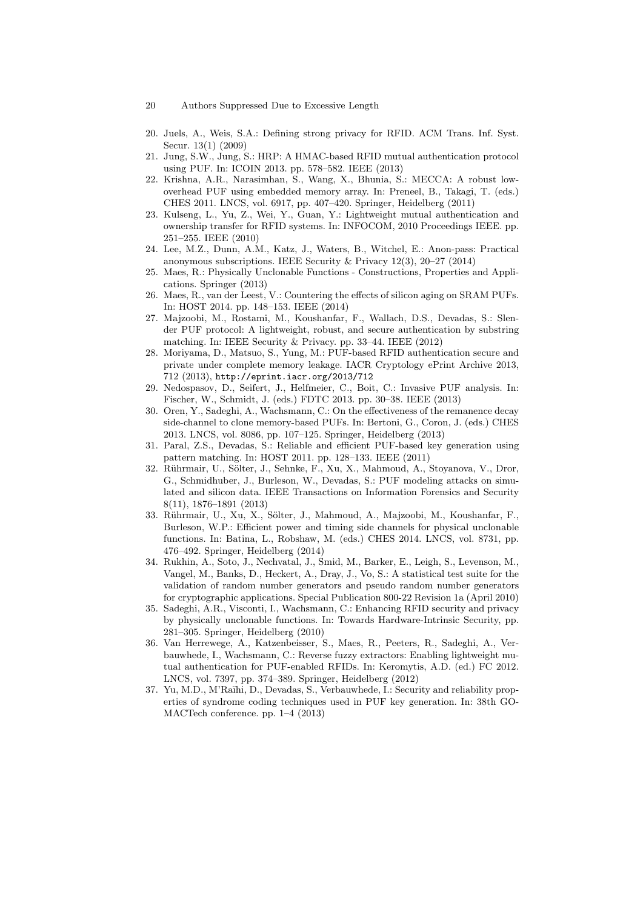20. Juels, A., Weis, S.A.: Defining strong privacy for RFID. ACM Trans. Inf. Syst. Secur. 13(1) (2009)
21. Jung, S.W., Jung, S.: HRP: A HMAC-based RFID mutual authentication protocol using PUF. In: ICOIN 2013. pp. 578–582. IEEE (2013)
22. Krishna, A.R., Narasimhan, S., Wang, X., Bhunia, S.: MECCA: A robust low-overhead PUF using embedded memory array. In: Preneel, B., Takagi, T. (eds.) CHES 2011. LNCS, vol. 6917, pp. 407–420. Springer, Heidelberg (2011)
23. Kulseng, L., Yu, Z., Wei, Y., Guan, Y.: Lightweight mutual authentication and ownership transfer for RFID systems. In: INFOCOM, 2010 Proceedings IEEE. pp. 251–255. IEEE (2010)
24. Lee, M.Z., Dunn, A.M., Katz, J., Waters, B., Witchel, E.: Anon-pass: Practical anonymous subscriptions. IEEE Security & Privacy 12(3), 20–27 (2014)
25. Maes, R.: Physically Unclonable Functions - Constructions, Properties and Applications. Springer (2013)
26. Maes, R., van der Leest, V.: Countering the effects of silicon aging on SRAM PUFs. In: HOST 2014. pp. 148–153. IEEE (2014)
27. Majzoobi, M., Rostami, M., Koushanfar, F., Wallach, D.S., Devadas, S.: Slender PUF protocol: A lightweight, robust, and secure authentication by substring matching. In: IEEE Security & Privacy. pp. 33–44. IEEE (2012)
28. Moriyama, D., Matsuo, S., Yung, M.: PUF-based RFID authentication secure and private under complete memory leakage. IACR Cryptology ePrint Archive 2013, 712 (2013), http://eprint.iacr.org/2013/712
29. Nedospasov, D., Seifert, J., Helfmeier, C., Boit, C.: Invasive PUF analysis. In: Fischer, W., Schmidt, J. (eds.) FDTC 2013. pp. 30–38. IEEE (2013)
30. Oren, Y., Sadeghi, A., Wachsmann, C.: On the effectiveness of the remanence decay side-channel to clone memory-based PUFs. In: Bertoni, G., Coron, J. (eds.) CHES 2013. LNCS, vol. 8086, pp. 107–125. Springer, Heidelberg (2013)
31. Paral, Z.S., Devadas, S.: Reliable and efficient PUF-based key generation using pattern matching. In: HOST 2011. pp. 128–133. IEEE (2011)
32. Rührmair, U., Sölter, J., Sehnke, F., Xu, X., Mahmoud, A., Stoyanova, V., Dror, G., Schmidhuber, J., Burleson, W., Devadas, S.: PUF modeling attacks on simulated and silicon data. IEEE Transactions on Information Forensics and Security 8(11), 1876–1891 (2013)
33. Rührmair, U., Xu, X., Sölter, J., Mahmoud, A., Majzoobi, M., Koushanfar, F., Burleson, W.P.: Efficient power and timing side channels for physical unclonable functions. In: Batina, L., Robshaw, M. (eds.) CHES 2014. LNCS, vol. 8731, pp. 476–492. Springer, Heidelberg (2014)
34. Rukhin, A., Soto, J., Nechvatal, J., Smid, M., Barker, E., Leigh, S., Levenson, M., Vangel, M., Banks, D., Heckert, A., Dray, J., Vo, S.: A statistical test suite for the validation of random number generators and pseudo random number generators for cryptographic applications. Special Publication 800-22 Revision 1a (April 2010)
35. Sadeghi, A.R., Visconti, I., Wachsmann, C.: Enhancing RFID security and privacy by physically unclonable functions. In: Towards Hardware-Intrinsic Security, pp. 281–305. Springer, Heidelberg (2010)
36. Van Herrewege, A., Katzenbeisser, S., Maes, R., Peeters, R., Sadeghi, A., Verbauwhede, I., Wachsmann, C.: Reverse fuzzy extractors: Enabling lightweight mutual authentication for PUF-enabled RFIDs. In: Keromytis, A.D. (ed.) FC 2012. LNCS, vol. 7397, pp. 374–389. Springer, Heidelberg (2012)
37. Yu, M.D., M'Raïhi, D., Devadas, S., Verbauwhede, I.: Security and reliability properties of syndrome coding techniques used in PUF key generation. In: 38th GOMACTech conference. pp. 1–4 (2013)